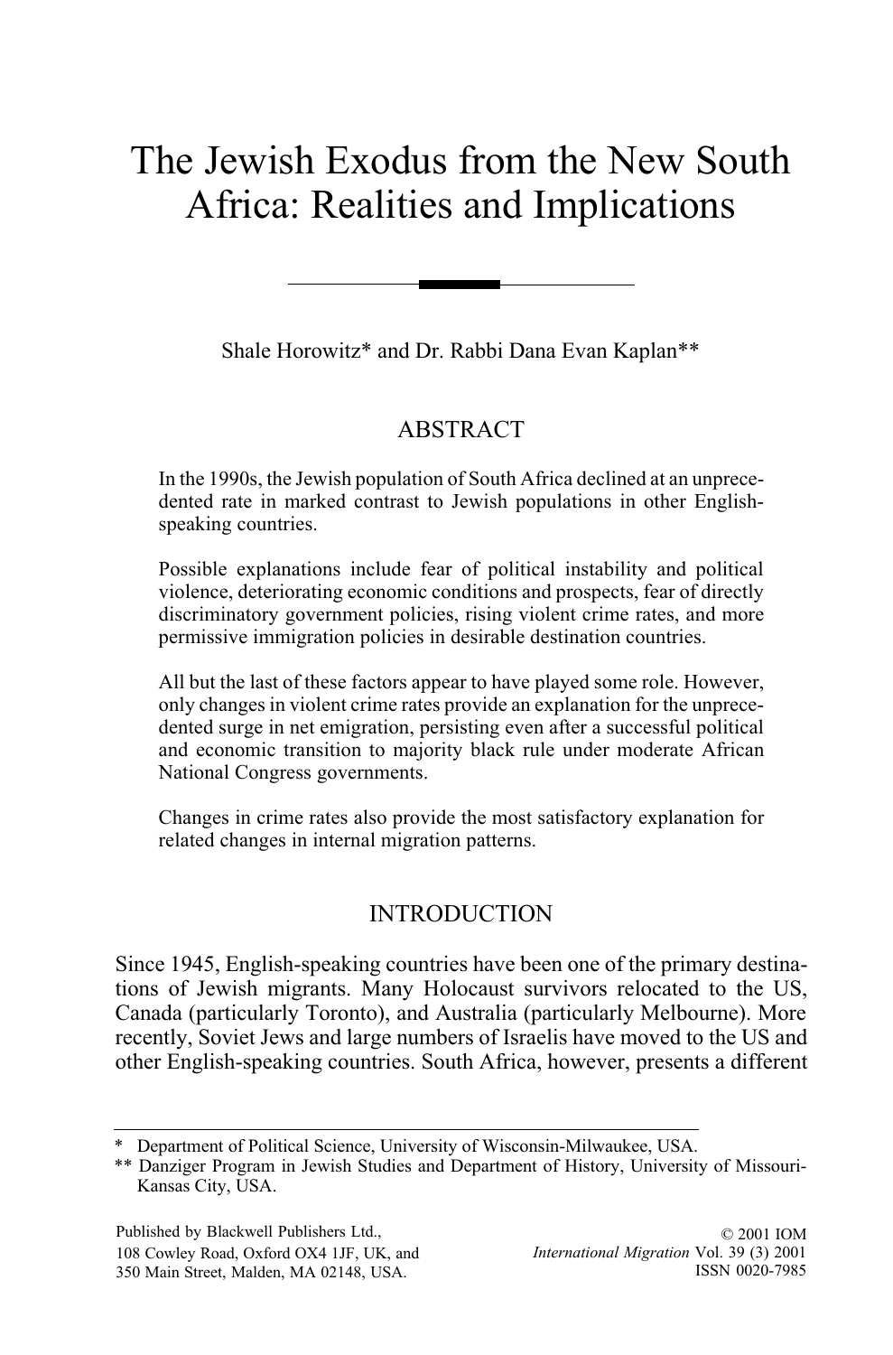# The Jewish Exodus from the New South Africa: Realities and Implications

Shale Horowitz* and Dr. Rabbi Dana Evan Kaplan**

## ABSTRACT

In the 1990s, the Jewish population of South Africa declined at an unprecedented rate in marked contrast to Jewish populations in other English-speaking countries.

Possible explanations include fear of political instability and political violence, deteriorating economic conditions and prospects, fear of directly discriminatory government policies, rising violent crime rates, and more permissive immigration policies in desirable destination countries.

All but the last of these factors appear to have played some role. However, only changes in violent crime rates provide an explanation for the unprecedented surge in net emigration, persisting even after a successful political and economic transition to majority black rule under moderate African National Congress governments.

Changes in crime rates also provide the most satisfactory explanation for related changes in internal migration patterns.

## INTRODUCTION

Since 1945, English-speaking countries have been one of the primary destinations of Jewish migrants. Many Holocaust survivors relocated to the US, Canada (particularly Toronto), and Australia (particularly Melbourne). More recently, Soviet Jews and large numbers of Israelis have moved to the US and other English-speaking countries. South Africa, however, presents a different

---

\* Department of Political Science, University of Wisconsin-Milwaukee, USA.

\*\* Danziger Program in Jewish Studies and Department of History, University of Missouri-Kansas City, USA.

Published by Blackwell Publishers Ltd., 108 Cowley Road, Oxford OX4 1JF, UK, and 350 Main Street, Malden, MA 02148, USA.

© 2001 IOM
*International Migration* Vol. 39 (3) 2001
ISSN 0020-7985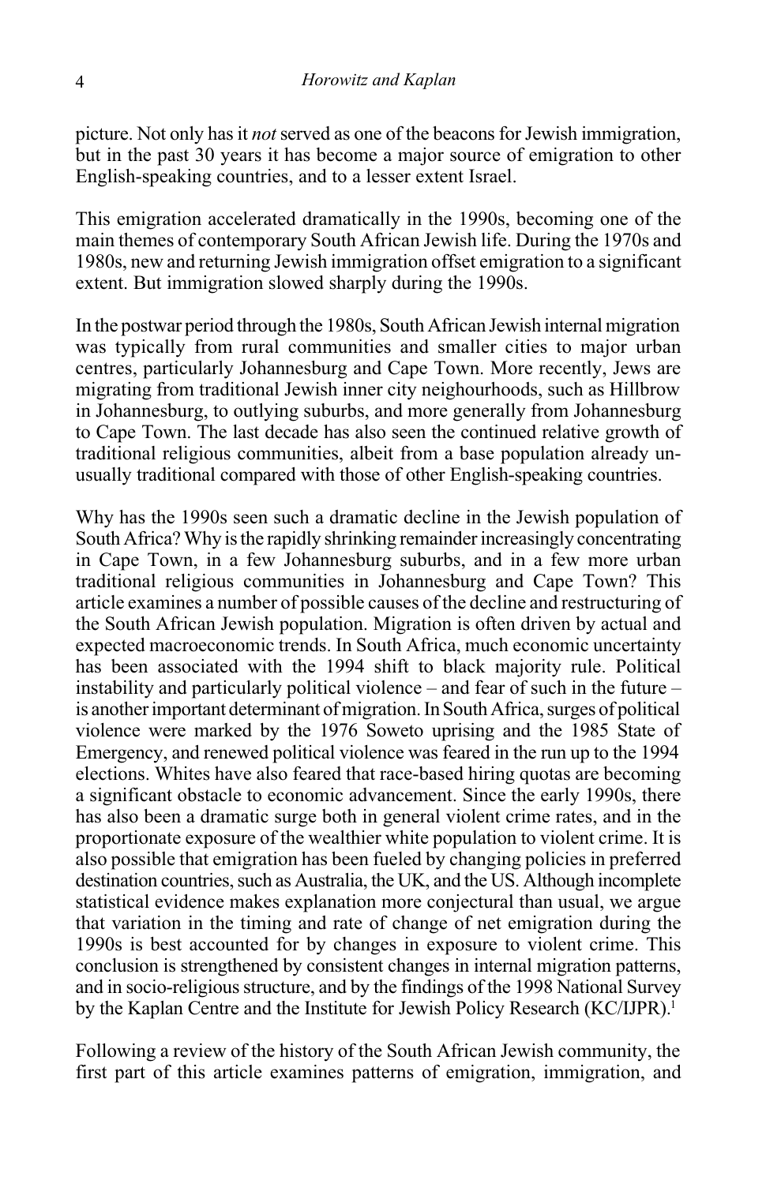picture. Not only has it *not* served as one of the beacons for Jewish immigration, but in the past 30 years it has become a major source of emigration to other English-speaking countries, and to a lesser extent Israel.

This emigration accelerated dramatically in the 1990s, becoming one of the main themes of contemporary South African Jewish life. During the 1970s and 1980s, new and returning Jewish immigration offset emigration to a significant extent. But immigration slowed sharply during the 1990s.

In the postwar period through the 1980s, South African Jewish internal migration was typically from rural communities and smaller cities to major urban centres, particularly Johannesburg and Cape Town. More recently, Jews are migrating from traditional Jewish inner city neighourhoods, such as Hillbrow in Johannesburg, to outlying suburbs, and more generally from Johannesburg to Cape Town. The last decade has also seen the continued relative growth of traditional religious communities, albeit from a base population already unusually traditional compared with those of other English-speaking countries.

Why has the 1990s seen such a dramatic decline in the Jewish population of South Africa? Why is the rapidly shrinking remainder increasingly concentrating in Cape Town, in a few Johannesburg suburbs, and in a few more urban traditional religious communities in Johannesburg and Cape Town? This article examines a number of possible causes of the decline and restructuring of the South African Jewish population. Migration is often driven by actual and expected macroeconomic trends. In South Africa, much economic uncertainty has been associated with the 1994 shift to black majority rule. Political instability and particularly political violence – and fear of such in the future – is another important determinant of migration. In South Africa, surges of political violence were marked by the 1976 Soweto uprising and the 1985 State of Emergency, and renewed political violence was feared in the run up to the 1994 elections. Whites have also feared that race-based hiring quotas are becoming a significant obstacle to economic advancement. Since the early 1990s, there has also been a dramatic surge both in general violent crime rates, and in the proportionate exposure of the wealthier white population to violent crime. It is also possible that emigration has been fueled by changing policies in preferred destination countries, such as Australia, the UK, and the US. Although incomplete statistical evidence makes explanation more conjectural than usual, we argue that variation in the timing and rate of change of net emigration during the 1990s is best accounted for by changes in exposure to violent crime. This conclusion is strengthened by consistent changes in internal migration patterns, and in socio-religious structure, and by the findings of the 1998 National Survey by the Kaplan Centre and the Institute for Jewish Policy Research (KC/IJPR).[1]

Following a review of the history of the South African Jewish community, the first part of this article examines patterns of emigration, immigration, and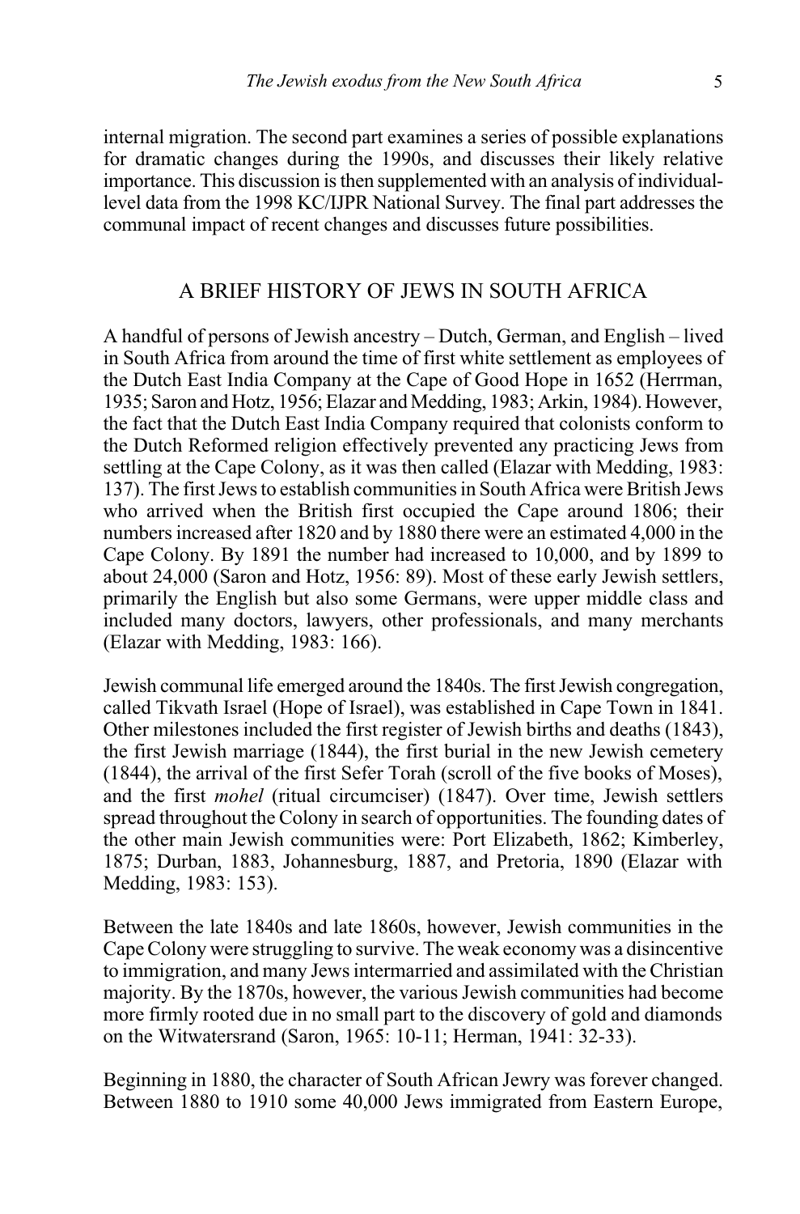internal migration. The second part examines a series of possible explanations for dramatic changes during the 1990s, and discusses their likely relative importance. This discussion is then supplemented with an analysis of individual-level data from the 1998 KC/IJPR National Survey. The final part addresses the communal impact of recent changes and discusses future possibilities.

## A BRIEF HISTORY OF JEWS IN SOUTH AFRICA

A handful of persons of Jewish ancestry – Dutch, German, and English – lived in South Africa from around the time of first white settlement as employees of the Dutch East India Company at the Cape of Good Hope in 1652 (Herrman, 1935; Saron and Hotz, 1956; Elazar and Medding, 1983; Arkin, 1984). However, the fact that the Dutch East India Company required that colonists conform to the Dutch Reformed religion effectively prevented any practicing Jews from settling at the Cape Colony, as it was then called (Elazar with Medding, 1983: 137). The first Jews to establish communities in South Africa were British Jews who arrived when the British first occupied the Cape around 1806; their numbers increased after 1820 and by 1880 there were an estimated 4,000 in the Cape Colony. By 1891 the number had increased to 10,000, and by 1899 to about 24,000 (Saron and Hotz, 1956: 89). Most of these early Jewish settlers, primarily the English but also some Germans, were upper middle class and included many doctors, lawyers, other professionals, and many merchants (Elazar with Medding, 1983: 166).

Jewish communal life emerged around the 1840s. The first Jewish congregation, called Tikvath Israel (Hope of Israel), was established in Cape Town in 1841. Other milestones included the first register of Jewish births and deaths (1843), the first Jewish marriage (1844), the first burial in the new Jewish cemetery (1844), the arrival of the first Sefer Torah (scroll of the five books of Moses), and the first *mohel* (ritual circumciser) (1847). Over time, Jewish settlers spread throughout the Colony in search of opportunities. The founding dates of the other main Jewish communities were: Port Elizabeth, 1862; Kimberley, 1875; Durban, 1883, Johannesburg, 1887, and Pretoria, 1890 (Elazar with Medding, 1983: 153).

Between the late 1840s and late 1860s, however, Jewish communities in the Cape Colony were struggling to survive. The weak economy was a disincentive to immigration, and many Jews intermarried and assimilated with the Christian majority. By the 1870s, however, the various Jewish communities had become more firmly rooted due in no small part to the discovery of gold and diamonds on the Witwatersrand (Saron, 1965: 10-11; Herman, 1941: 32-33).

Beginning in 1880, the character of South African Jewry was forever changed. Between 1880 to 1910 some 40,000 Jews immigrated from Eastern Europe,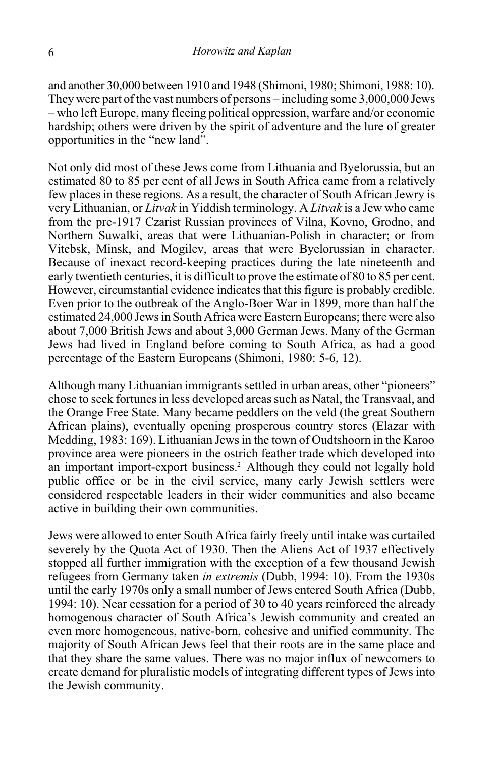and another 30,000 between 1910 and 1948 (Shimoni, 1980; Shimoni, 1988: 10). They were part of the vast numbers of persons – including some 3,000,000 Jews – who left Europe, many fleeing political oppression, warfare and/or economic hardship; others were driven by the spirit of adventure and the lure of greater opportunities in the "new land".

Not only did most of these Jews come from Lithuania and Byelorussia, but an estimated 80 to 85 per cent of all Jews in South Africa came from a relatively few places in these regions. As a result, the character of South African Jewry is very Lithuanian, or *Litvak* in Yiddish terminology. A *Litvak* is a Jew who came from the pre-1917 Czarist Russian provinces of Vilna, Kovno, Grodno, and Northern Suwalki, areas that were Lithuanian-Polish in character; or from Vitebsk, Minsk, and Mogilev, areas that were Byelorussian in character. Because of inexact record-keeping practices during the late nineteenth and early twentieth centuries, it is difficult to prove the estimate of 80 to 85 per cent. However, circumstantial evidence indicates that this figure is probably credible. Even prior to the outbreak of the Anglo-Boer War in 1899, more than half the estimated 24,000 Jews in South Africa were Eastern Europeans; there were also about 7,000 British Jews and about 3,000 German Jews. Many of the German Jews had lived in England before coming to South Africa, as had a good percentage of the Eastern Europeans (Shimoni, 1980: 5-6, 12).

Although many Lithuanian immigrants settled in urban areas, other "pioneers" chose to seek fortunes in less developed areas such as Natal, the Transvaal, and the Orange Free State. Many became peddlers on the veld (the great Southern African plains), eventually opening prosperous country stores (Elazar with Medding, 1983: 169). Lithuanian Jews in the town of Oudtshoorn in the Karoo province area were pioneers in the ostrich feather trade which developed into an important import-export business.[2] Although they could not legally hold public office or be in the civil service, many early Jewish settlers were considered respectable leaders in their wider communities and also became active in building their own communities.

Jews were allowed to enter South Africa fairly freely until intake was curtailed severely by the Quota Act of 1930. Then the Aliens Act of 1937 effectively stopped all further immigration with the exception of a few thousand Jewish refugees from Germany taken *in extremis* (Dubb, 1994: 10). From the 1930s until the early 1970s only a small number of Jews entered South Africa (Dubb, 1994: 10). Near cessation for a period of 30 to 40 years reinforced the already homogenous character of South Africa's Jewish community and created an even more homogeneous, native-born, cohesive and unified community. The majority of South African Jews feel that their roots are in the same place and that they share the same values. There was no major influx of newcomers to create demand for pluralistic models of integrating different types of Jews into the Jewish community.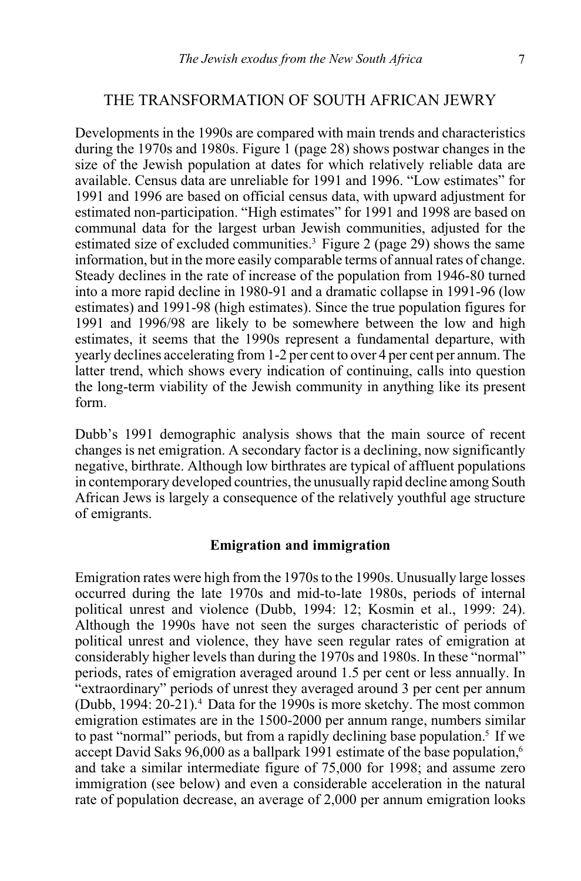## THE TRANSFORMATION OF SOUTH AFRICAN JEWRY

Developments in the 1990s are compared with main trends and characteristics during the 1970s and 1980s. Figure 1 (page 28) shows postwar changes in the size of the Jewish population at dates for which relatively reliable data are available. Census data are unreliable for 1991 and 1996. "Low estimates" for 1991 and 1996 are based on official census data, with upward adjustment for estimated non-participation. "High estimates" for 1991 and 1998 are based on communal data for the largest urban Jewish communities, adjusted for the estimated size of excluded communities.[3] Figure 2 (page 29) shows the same information, but in the more easily comparable terms of annual rates of change. Steady declines in the rate of increase of the population from 1946-80 turned into a more rapid decline in 1980-91 and a dramatic collapse in 1991-96 (low estimates) and 1991-98 (high estimates). Since the true population figures for 1991 and 1996/98 are likely to be somewhere between the low and high estimates, it seems that the 1990s represent a fundamental departure, with yearly declines accelerating from 1-2 per cent to over 4 per cent per annum. The latter trend, which shows every indication of continuing, calls into question the long-term viability of the Jewish community in anything like its present form.

Dubb's 1991 demographic analysis shows that the main source of recent changes is net emigration. A secondary factor is a declining, now significantly negative, birthrate. Although low birthrates are typical of affluent populations in contemporary developed countries, the unusually rapid decline among South African Jews is largely a consequence of the relatively youthful age structure of emigrants.

### Emigration and immigration

Emigration rates were high from the 1970s to the 1990s. Unusually large losses occurred during the late 1970s and mid-to-late 1980s, periods of internal political unrest and violence (Dubb, 1994: 12; Kosmin et al., 1999: 24). Although the 1990s have not seen the surges characteristic of periods of political unrest and violence, they have seen regular rates of emigration at considerably higher levels than during the 1970s and 1980s. In these "normal" periods, rates of emigration averaged around 1.5 per cent or less annually. In "extraordinary" periods of unrest they averaged around 3 per cent per annum (Dubb, 1994: 20-21).[4] Data for the 1990s is more sketchy. The most common emigration estimates are in the 1500-2000 per annum range, numbers similar to past "normal" periods, but from a rapidly declining base population.[5] If we accept David Saks 96,000 as a ballpark 1991 estimate of the base population,[6] and take a similar intermediate figure of 75,000 for 1998; and assume zero immigration (see below) and even a considerable acceleration in the natural rate of population decrease, an average of 2,000 per annum emigration looks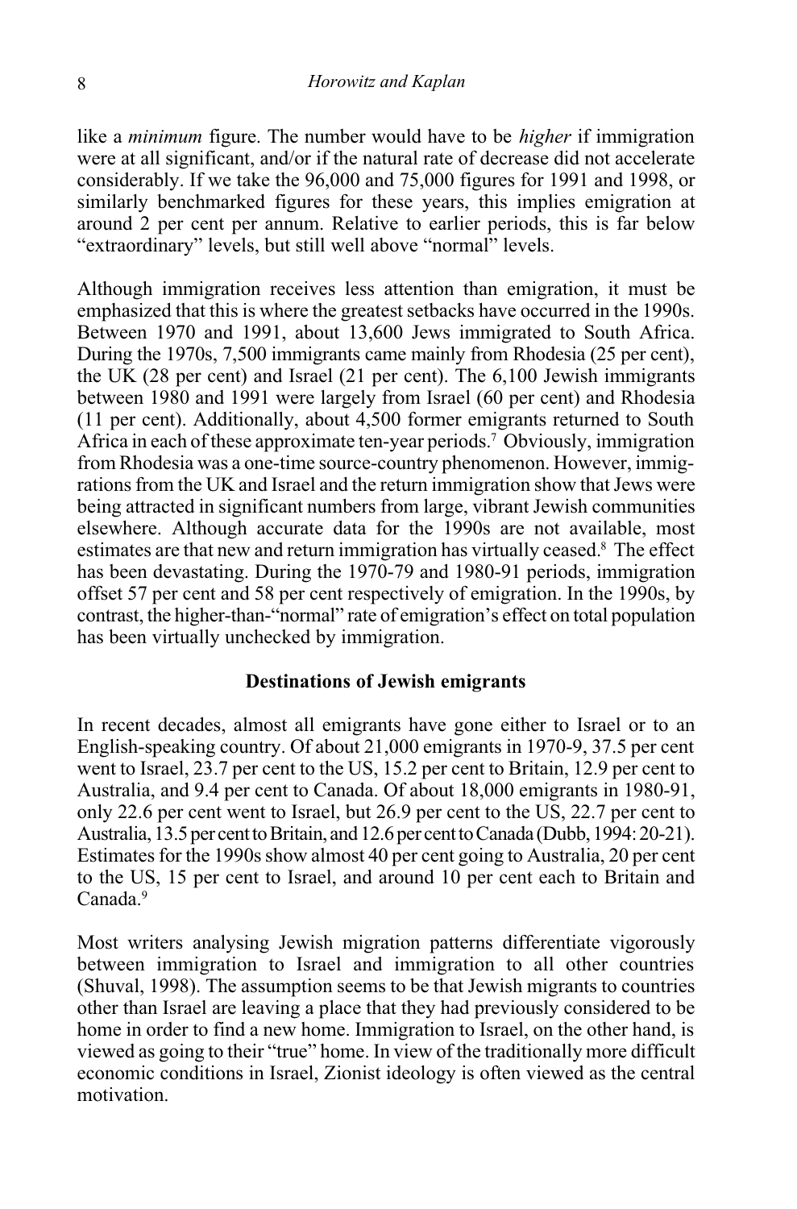like a *minimum* figure. The number would have to be *higher* if immigration were at all significant, and/or if the natural rate of decrease did not accelerate considerably. If we take the 96,000 and 75,000 figures for 1991 and 1998, or similarly benchmarked figures for these years, this implies emigration at around 2 per cent per annum. Relative to earlier periods, this is far below "extraordinary" levels, but still well above "normal" levels.

Although immigration receives less attention than emigration, it must be emphasized that this is where the greatest setbacks have occurred in the 1990s. Between 1970 and 1991, about 13,600 Jews immigrated to South Africa. During the 1970s, 7,500 immigrants came mainly from Rhodesia (25 per cent), the UK (28 per cent) and Israel (21 per cent). The 6,100 Jewish immigrants between 1980 and 1991 were largely from Israel (60 per cent) and Rhodesia (11 per cent). Additionally, about 4,500 former emigrants returned to South Africa in each of these approximate ten-year periods.[7] Obviously, immigration from Rhodesia was a one-time source-country phenomenon. However, immigrations from the UK and Israel and the return immigration show that Jews were being attracted in significant numbers from large, vibrant Jewish communities elsewhere. Although accurate data for the 1990s are not available, most estimates are that new and return immigration has virtually ceased.[8] The effect has been devastating. During the 1970-79 and 1980-91 periods, immigration offset 57 per cent and 58 per cent respectively of emigration. In the 1990s, by contrast, the higher-than-"normal" rate of emigration's effect on total population has been virtually unchecked by immigration.

## Destinations of Jewish emigrants

In recent decades, almost all emigrants have gone either to Israel or to an English-speaking country. Of about 21,000 emigrants in 1970-9, 37.5 per cent went to Israel, 23.7 per cent to the US, 15.2 per cent to Britain, 12.9 per cent to Australia, and 9.4 per cent to Canada. Of about 18,000 emigrants in 1980-91, only 22.6 per cent went to Israel, but 26.9 per cent to the US, 22.7 per cent to Australia, 13.5 per cent to Britain, and 12.6 per cent to Canada (Dubb, 1994: 20-21). Estimates for the 1990s show almost 40 per cent going to Australia, 20 per cent to the US, 15 per cent to Israel, and around 10 per cent each to Britain and Canada.[9]

Most writers analysing Jewish migration patterns differentiate vigorously between immigration to Israel and immigration to all other countries (Shuval, 1998). The assumption seems to be that Jewish migrants to countries other than Israel are leaving a place that they had previously considered to be home in order to find a new home. Immigration to Israel, on the other hand, is viewed as going to their "true" home. In view of the traditionally more difficult economic conditions in Israel, Zionist ideology is often viewed as the central motivation.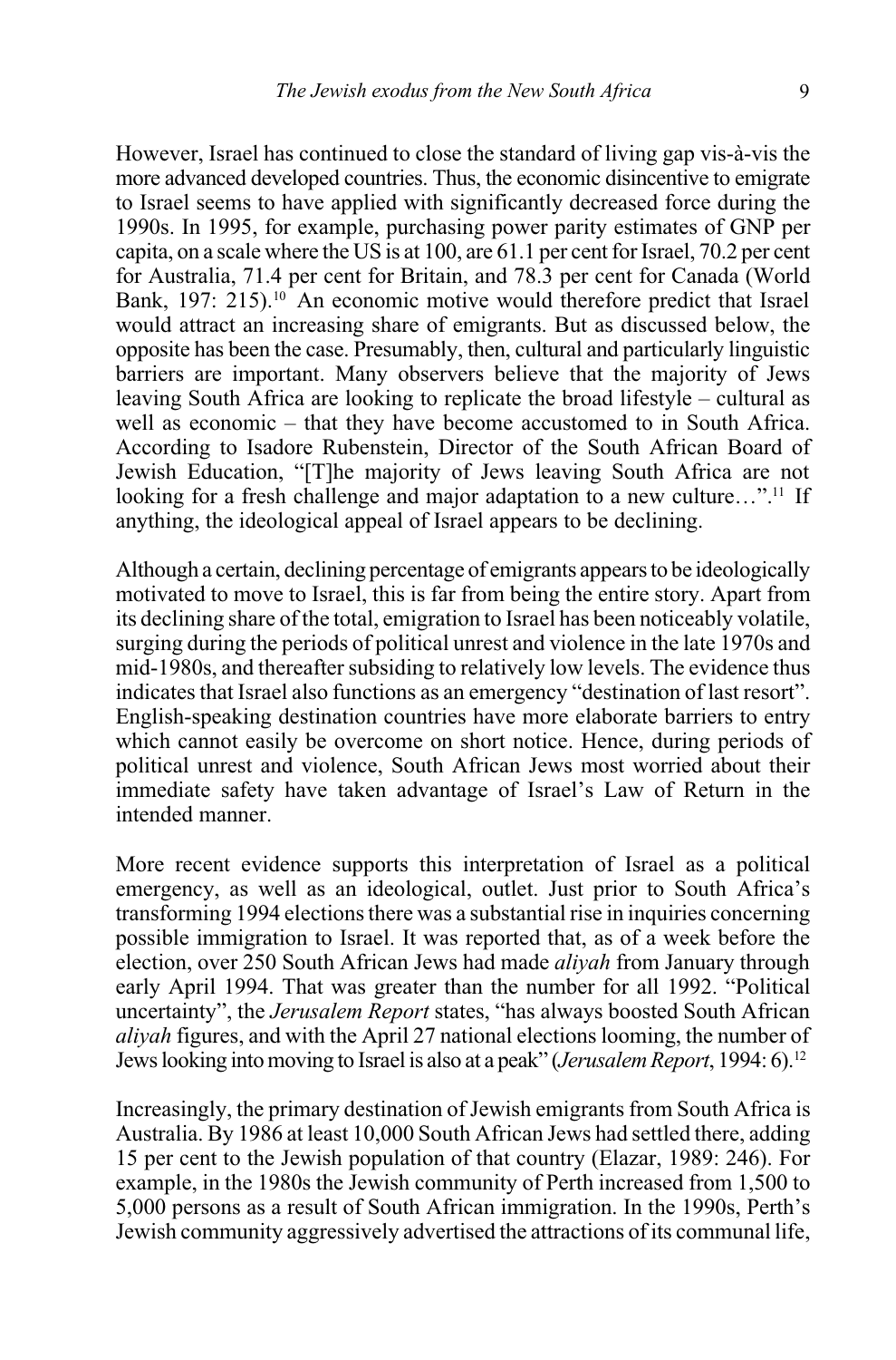However, Israel has continued to close the standard of living gap vis-à-vis the more advanced developed countries. Thus, the economic disincentive to emigrate to Israel seems to have applied with significantly decreased force during the 1990s. In 1995, for example, purchasing power parity estimates of GNP per capita, on a scale where the US is at 100, are 61.1 per cent for Israel, 70.2 per cent for Australia, 71.4 per cent for Britain, and 78.3 per cent for Canada (World Bank, 197: 215).[10] An economic motive would therefore predict that Israel would attract an increasing share of emigrants. But as discussed below, the opposite has been the case. Presumably, then, cultural and particularly linguistic barriers are important. Many observers believe that the majority of Jews leaving South Africa are looking to replicate the broad lifestyle – cultural as well as economic – that they have become accustomed to in South Africa. According to Isadore Rubenstein, Director of the South African Board of Jewish Education, "[T]he majority of Jews leaving South Africa are not looking for a fresh challenge and major adaptation to a new culture…".[11] If anything, the ideological appeal of Israel appears to be declining.

Although a certain, declining percentage of emigrants appears to be ideologically motivated to move to Israel, this is far from being the entire story. Apart from its declining share of the total, emigration to Israel has been noticeably volatile, surging during the periods of political unrest and violence in the late 1970s and mid-1980s, and thereafter subsiding to relatively low levels. The evidence thus indicates that Israel also functions as an emergency "destination of last resort". English-speaking destination countries have more elaborate barriers to entry which cannot easily be overcome on short notice. Hence, during periods of political unrest and violence, South African Jews most worried about their immediate safety have taken advantage of Israel's Law of Return in the intended manner.

More recent evidence supports this interpretation of Israel as a political emergency, as well as an ideological, outlet. Just prior to South Africa's transforming 1994 elections there was a substantial rise in inquiries concerning possible immigration to Israel. It was reported that, as of a week before the election, over 250 South African Jews had made *aliyah* from January through early April 1994. That was greater than the number for all 1992. "Political uncertainty", the *Jerusalem Report* states, "has always boosted South African *aliyah* figures, and with the April 27 national elections looming, the number of Jews looking into moving to Israel is also at a peak" (*Jerusalem Report*, 1994: 6).[12]

Increasingly, the primary destination of Jewish emigrants from South Africa is Australia. By 1986 at least 10,000 South African Jews had settled there, adding 15 per cent to the Jewish population of that country (Elazar, 1989: 246). For example, in the 1980s the Jewish community of Perth increased from 1,500 to 5,000 persons as a result of South African immigration. In the 1990s, Perth's Jewish community aggressively advertised the attractions of its communal life,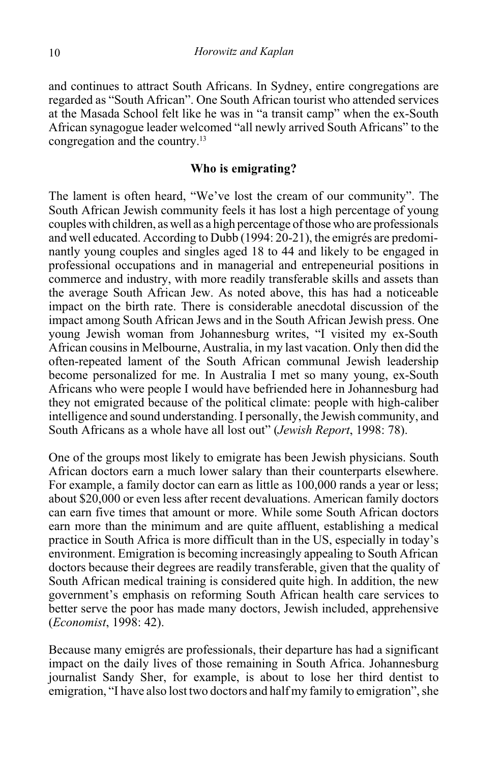and continues to attract South Africans. In Sydney, entire congregations are regarded as "South African". One South African tourist who attended services at the Masada School felt like he was in "a transit camp" when the ex-South African synagogue leader welcomed "all newly arrived South Africans" to the congregation and the country.[13]

## Who is emigrating?

The lament is often heard, "We've lost the cream of our community". The South African Jewish community feels it has lost a high percentage of young couples with children, as well as a high percentage of those who are professionals and well educated. According to Dubb (1994: 20-21), the emigrés are predominantly young couples and singles aged 18 to 44 and likely to be engaged in professional occupations and in managerial and entrepeneurial positions in commerce and industry, with more readily transferable skills and assets than the average South African Jew. As noted above, this has had a noticeable impact on the birth rate. There is considerable anecdotal discussion of the impact among South African Jews and in the South African Jewish press. One young Jewish woman from Johannesburg writes, "I visited my ex-South African cousins in Melbourne, Australia, in my last vacation. Only then did the often-repeated lament of the South African communal Jewish leadership become personalized for me. In Australia I met so many young, ex-South Africans who were people I would have befriended here in Johannesburg had they not emigrated because of the political climate: people with high-caliber intelligence and sound understanding. I personally, the Jewish community, and South Africans as a whole have all lost out" (*Jewish Report*, 1998: 78).

One of the groups most likely to emigrate has been Jewish physicians. South African doctors earn a much lower salary than their counterparts elsewhere. For example, a family doctor can earn as little as 100,000 rands a year or less; about $20,000 or even less after recent devaluations. American family doctors can earn five times that amount or more. While some South African doctors earn more than the minimum and are quite affluent, establishing a medical practice in South Africa is more difficult than in the US, especially in today's environment. Emigration is becoming increasingly appealing to South African doctors because their degrees are readily transferable, given that the quality of South African medical training is considered quite high. In addition, the new government's emphasis on reforming South African health care services to better serve the poor has made many doctors, Jewish included, apprehensive (*Economist*, 1998: 42).

Because many emigrés are professionals, their departure has had a significant impact on the daily lives of those remaining in South Africa. Johannesburg journalist Sandy Sher, for example, is about to lose her third dentist to emigration, "I have also lost two doctors and half my family to emigration", she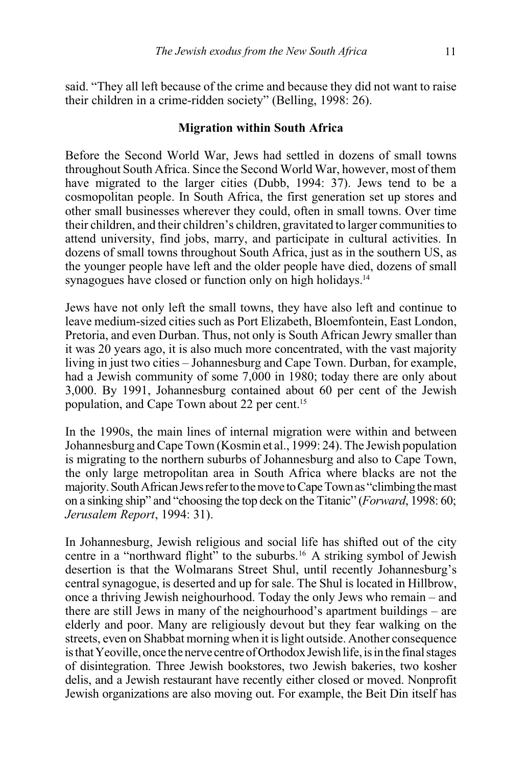said. "They all left because of the crime and because they did not want to raise their children in a crime-ridden society" (Belling, 1998: 26).

## Migration within South Africa

Before the Second World War, Jews had settled in dozens of small towns throughout South Africa. Since the Second World War, however, most of them have migrated to the larger cities (Dubb, 1994: 37). Jews tend to be a cosmopolitan people. In South Africa, the first generation set up stores and other small businesses wherever they could, often in small towns. Over time their children, and their children's children, gravitated to larger communities to attend university, find jobs, marry, and participate in cultural activities. In dozens of small towns throughout South Africa, just as in the southern US, as the younger people have left and the older people have died, dozens of small synagogues have closed or function only on high holidays.[14]

Jews have not only left the small towns, they have also left and continue to leave medium-sized cities such as Port Elizabeth, Bloemfontein, East London, Pretoria, and even Durban. Thus, not only is South African Jewry smaller than it was 20 years ago, it is also much more concentrated, with the vast majority living in just two cities – Johannesburg and Cape Town. Durban, for example, had a Jewish community of some 7,000 in 1980; today there are only about 3,000. By 1991, Johannesburg contained about 60 per cent of the Jewish population, and Cape Town about 22 per cent.[15]

In the 1990s, the main lines of internal migration were within and between Johannesburg and Cape Town (Kosmin et al., 1999: 24). The Jewish population is migrating to the northern suburbs of Johannesburg and also to Cape Town, the only large metropolitan area in South Africa where blacks are not the majority. South African Jews refer to the move to Cape Town as "climbing the mast on a sinking ship" and "choosing the top deck on the Titanic" (*Forward*, 1998: 60; *Jerusalem Report*, 1994: 31).

In Johannesburg, Jewish religious and social life has shifted out of the city centre in a "northward flight" to the suburbs.[16] A striking symbol of Jewish desertion is that the Wolmarans Street Shul, until recently Johannesburg's central synagogue, is deserted and up for sale. The Shul is located in Hillbrow, once a thriving Jewish neighbourhood. Today the only Jews who remain – and there are still Jews in many of the neighbourhood's apartment buildings – are elderly and poor. Many are religiously devout but they fear walking on the streets, even on Shabbat morning when it is light outside. Another consequence is that Yeoville, once the nerve centre of Orthodox Jewish life, is in the final stages of disintegration. Three Jewish bookstores, two Jewish bakeries, two kosher delis, and a Jewish restaurant have recently either closed or moved. Nonprofit Jewish organizations are also moving out. For example, the Beit Din itself has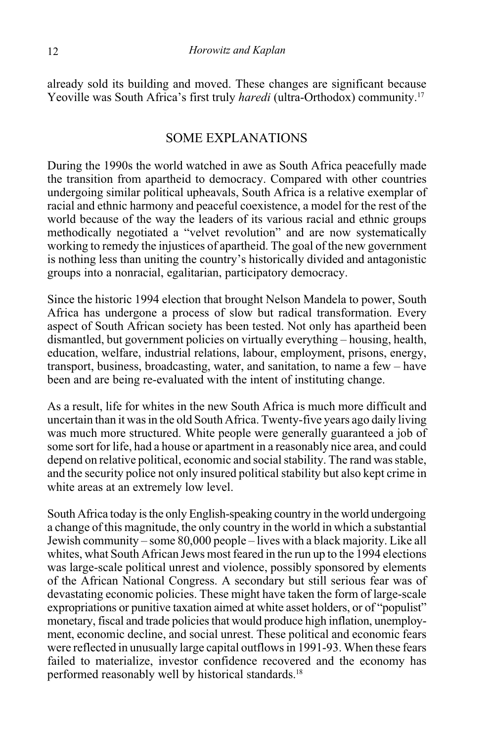already sold its building and moved. These changes are significant because Yeoville was South Africa's first truly *haredi* (ultra-Orthodox) community.[17]

## SOME EXPLANATIONS

During the 1990s the world watched in awe as South Africa peacefully made the transition from apartheid to democracy. Compared with other countries undergoing similar political upheavals, South Africa is a relative exemplar of racial and ethnic harmony and peaceful coexistence, a model for the rest of the world because of the way the leaders of its various racial and ethnic groups methodically negotiated a "velvet revolution" and are now systematically working to remedy the injustices of apartheid. The goal of the new government is nothing less than uniting the country's historically divided and antagonistic groups into a nonracial, egalitarian, participatory democracy.

Since the historic 1994 election that brought Nelson Mandela to power, South Africa has undergone a process of slow but radical transformation. Every aspect of South African society has been tested. Not only has apartheid been dismantled, but government policies on virtually everything – housing, health, education, welfare, industrial relations, labour, employment, prisons, energy, transport, business, broadcasting, water, and sanitation, to name a few – have been and are being re-evaluated with the intent of instituting change.

As a result, life for whites in the new South Africa is much more difficult and uncertain than it was in the old South Africa. Twenty-five years ago daily living was much more structured. White people were generally guaranteed a job of some sort for life, had a house or apartment in a reasonably nice area, and could depend on relative political, economic and social stability. The rand was stable, and the security police not only insured political stability but also kept crime in white areas at an extremely low level.

South Africa today is the only English-speaking country in the world undergoing a change of this magnitude, the only country in the world in which a substantial Jewish community – some 80,000 people – lives with a black majority. Like all whites, what South African Jews most feared in the run up to the 1994 elections was large-scale political unrest and violence, possibly sponsored by elements of the African National Congress. A secondary but still serious fear was of devastating economic policies. These might have taken the form of large-scale expropriations or punitive taxation aimed at white asset holders, or of "populist" monetary, fiscal and trade policies that would produce high inflation, unemployment, economic decline, and social unrest. These political and economic fears were reflected in unusually large capital outflows in 1991-93. When these fears failed to materialize, investor confidence recovered and the economy has performed reasonably well by historical standards.[18]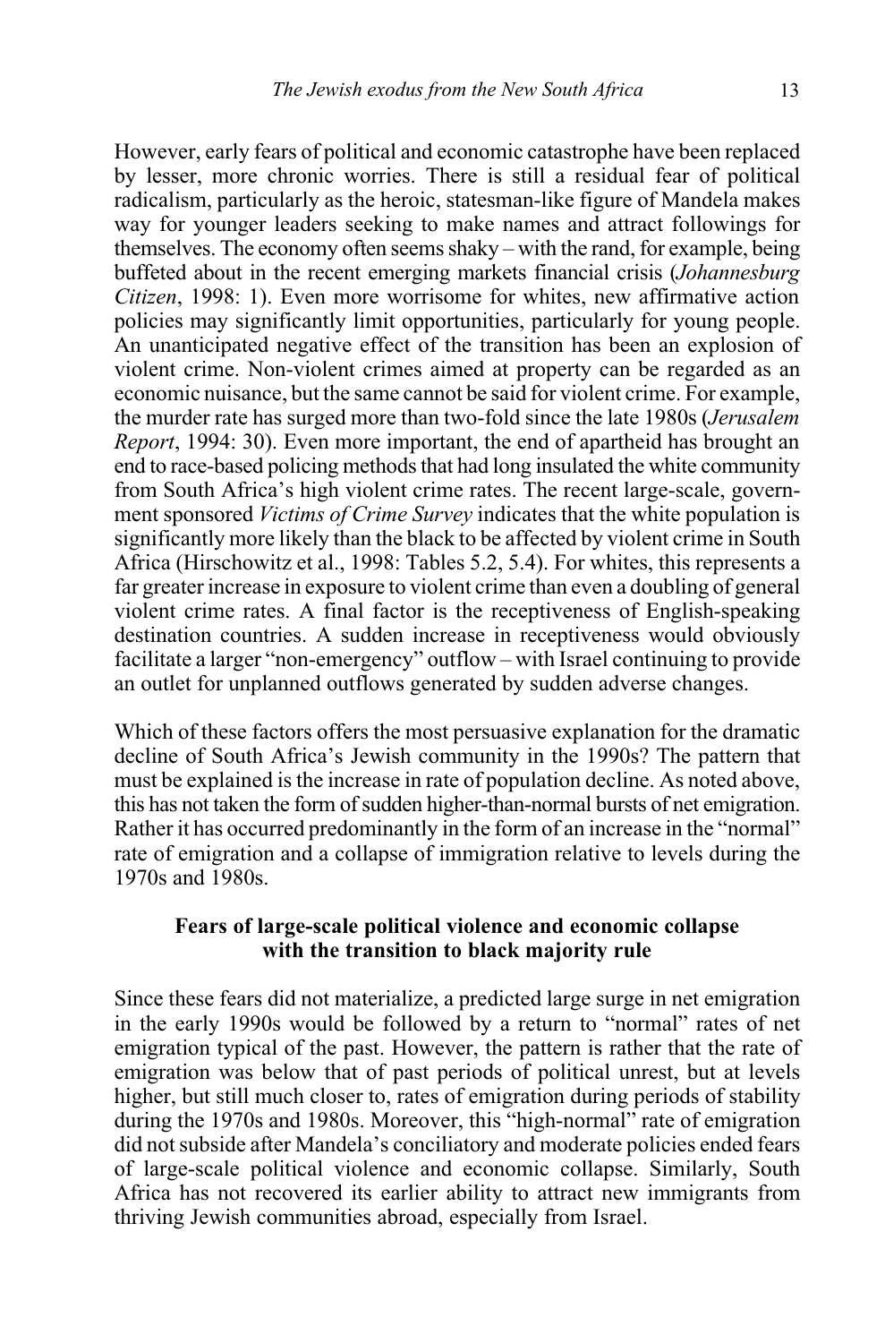However, early fears of political and economic catastrophe have been replaced by lesser, more chronic worries. There is still a residual fear of political radicalism, particularly as the heroic, statesman-like figure of Mandela makes way for younger leaders seeking to make names and attract followings for themselves. The economy often seems shaky – with the rand, for example, being buffeted about in the recent emerging markets financial crisis (*Johannesburg Citizen*, 1998: 1). Even more worrisome for whites, new affirmative action policies may significantly limit opportunities, particularly for young people. An unanticipated negative effect of the transition has been an explosion of violent crime. Non-violent crimes aimed at property can be regarded as an economic nuisance, but the same cannot be said for violent crime. For example, the murder rate has surged more than two-fold since the late 1980s (*Jerusalem Report*, 1994: 30). Even more important, the end of apartheid has brought an end to race-based policing methods that had long insulated the white community from South Africa's high violent crime rates. The recent large-scale, government sponsored *Victims of Crime Survey* indicates that the white population is significantly more likely than the black to be affected by violent crime in South Africa (Hirschowitz et al., 1998: Tables 5.2, 5.4). For whites, this represents a far greater increase in exposure to violent crime than even a doubling of general violent crime rates. A final factor is the receptiveness of English-speaking destination countries. A sudden increase in receptiveness would obviously facilitate a larger "non-emergency" outflow – with Israel continuing to provide an outlet for unplanned outflows generated by sudden adverse changes.

Which of these factors offers the most persuasive explanation for the dramatic decline of South Africa's Jewish community in the 1990s? The pattern that must be explained is the increase in rate of population decline. As noted above, this has not taken the form of sudden higher-than-normal bursts of net emigration. Rather it has occurred predominantly in the form of an increase in the "normal" rate of emigration and a collapse of immigration relative to levels during the 1970s and 1980s.

### Fears of large-scale political violence and economic collapse with the transition to black majority rule

Since these fears did not materialize, a predicted large surge in net emigration in the early 1990s would be followed by a return to "normal" rates of net emigration typical of the past. However, the pattern is rather that the rate of emigration was below that of past periods of political unrest, but at levels higher, but still much closer to, rates of emigration during periods of stability during the 1970s and 1980s. Moreover, this "high-normal" rate of emigration did not subside after Mandela's conciliatory and moderate policies ended fears of large-scale political violence and economic collapse. Similarly, South Africa has not recovered its earlier ability to attract new immigrants from thriving Jewish communities abroad, especially from Israel.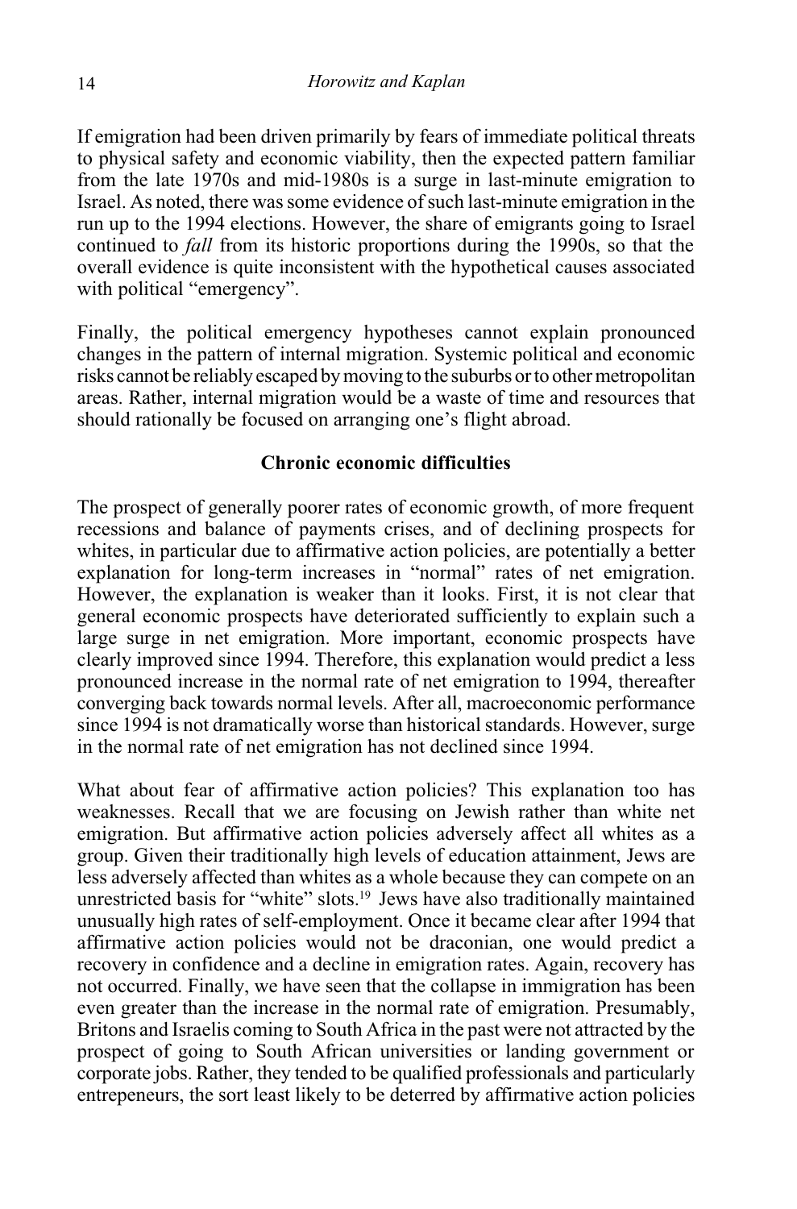If emigration had been driven primarily by fears of immediate political threats to physical safety and economic viability, then the expected pattern familiar from the late 1970s and mid-1980s is a surge in last-minute emigration to Israel. As noted, there was some evidence of such last-minute emigration in the run up to the 1994 elections. However, the share of emigrants going to Israel continued to *fall* from its historic proportions during the 1990s, so that the overall evidence is quite inconsistent with the hypothetical causes associated with political "emergency".

Finally, the political emergency hypotheses cannot explain pronounced changes in the pattern of internal migration. Systemic political and economic risks cannot be reliably escaped by moving to the suburbs or to other metropolitan areas. Rather, internal migration would be a waste of time and resources that should rationally be focused on arranging one's flight abroad.

### Chronic economic difficulties

The prospect of generally poorer rates of economic growth, of more frequent recessions and balance of payments crises, and of declining prospects for whites, in particular due to affirmative action policies, are potentially a better explanation for long-term increases in "normal" rates of net emigration. However, the explanation is weaker than it looks. First, it is not clear that general economic prospects have deteriorated sufficiently to explain such a large surge in net emigration. More important, economic prospects have clearly improved since 1994. Therefore, this explanation would predict a less pronounced increase in the normal rate of net emigration to 1994, thereafter converging back towards normal levels. After all, macroeconomic performance since 1994 is not dramatically worse than historical standards. However, surge in the normal rate of net emigration has not declined since 1994.

What about fear of affirmative action policies? This explanation too has weaknesses. Recall that we are focusing on Jewish rather than white net emigration. But affirmative action policies adversely affect all whites as a group. Given their traditionally high levels of education attainment, Jews are less adversely affected than whites as a whole because they can compete on an unrestricted basis for "white" slots.[19] Jews have also traditionally maintained unusually high rates of self-employment. Once it became clear after 1994 that affirmative action policies would not be draconian, one would predict a recovery in confidence and a decline in emigration rates. Again, recovery has not occurred. Finally, we have seen that the collapse in immigration has been even greater than the increase in the normal rate of emigration. Presumably, Britons and Israelis coming to South Africa in the past were not attracted by the prospect of going to South African universities or landing government or corporate jobs. Rather, they tended to be qualified professionals and particularly entrepeneurs, the sort least likely to be deterred by affirmative action policies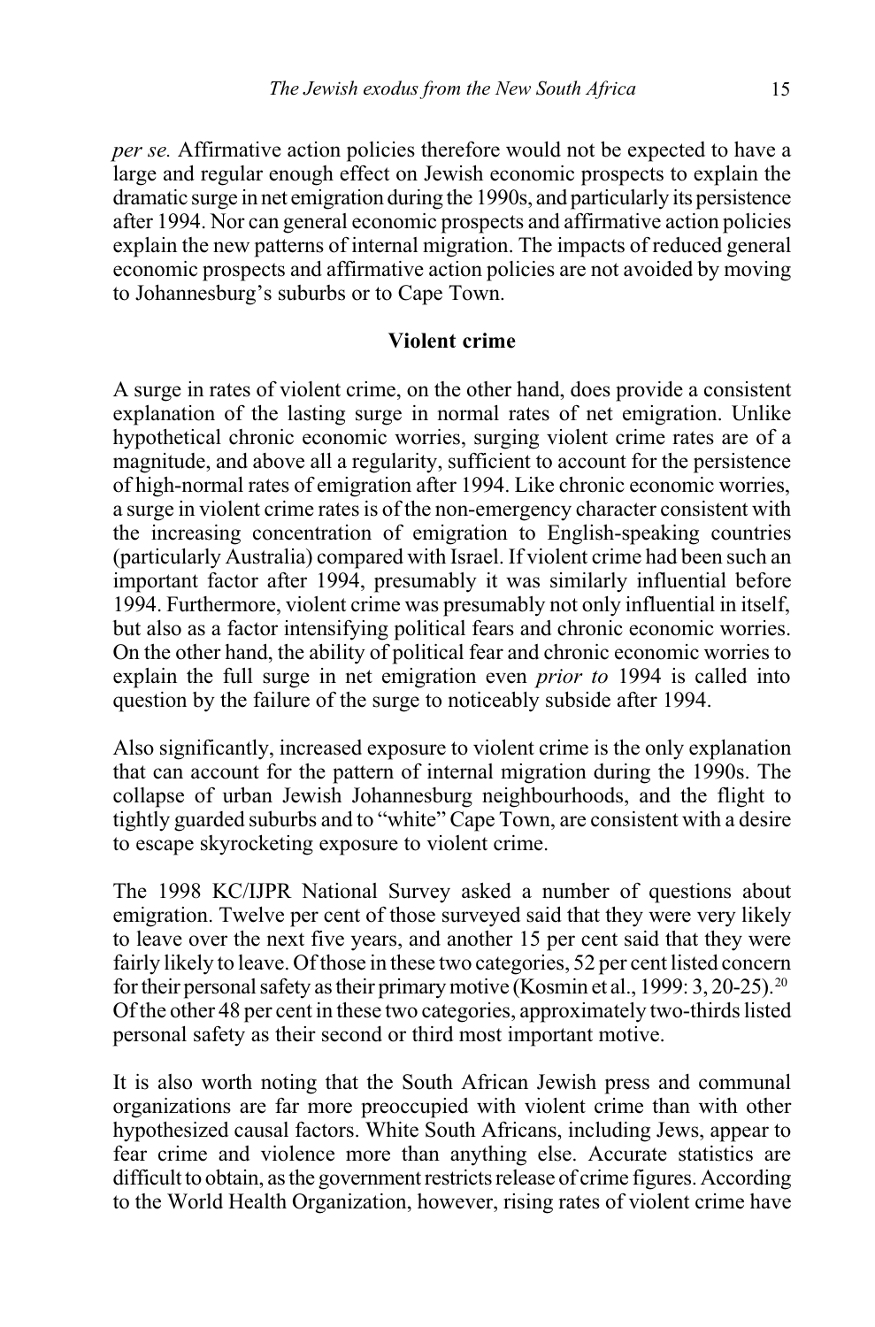*per se.* Affirmative action policies therefore would not be expected to have a large and regular enough effect on Jewish economic prospects to explain the dramatic surge in net emigration during the 1990s, and particularly its persistence after 1994. Nor can general economic prospects and affirmative action policies explain the new patterns of internal migration. The impacts of reduced general economic prospects and affirmative action policies are not avoided by moving to Johannesburg's suburbs or to Cape Town.

## Violent crime

A surge in rates of violent crime, on the other hand, does provide a consistent explanation of the lasting surge in normal rates of net emigration. Unlike hypothetical chronic economic worries, surging violent crime rates are of a magnitude, and above all a regularity, sufficient to account for the persistence of high-normal rates of emigration after 1994. Like chronic economic worries, a surge in violent crime rates is of the non-emergency character consistent with the increasing concentration of emigration to English-speaking countries (particularly Australia) compared with Israel. If violent crime had been such an important factor after 1994, presumably it was similarly influential before 1994. Furthermore, violent crime was presumably not only influential in itself, but also as a factor intensifying political fears and chronic economic worries. On the other hand, the ability of political fear and chronic economic worries to explain the full surge in net emigration even *prior to* 1994 is called into question by the failure of the surge to noticeably subside after 1994.

Also significantly, increased exposure to violent crime is the only explanation that can account for the pattern of internal migration during the 1990s. The collapse of urban Jewish Johannesburg neighbourhoods, and the flight to tightly guarded suburbs and to "white" Cape Town, are consistent with a desire to escape skyrocketing exposure to violent crime.

The 1998 KC/IJPR National Survey asked a number of questions about emigration. Twelve per cent of those surveyed said that they were very likely to leave over the next five years, and another 15 per cent said that they were fairly likely to leave. Of those in these two categories, 52 per cent listed concern for their personal safety as their primary motive (Kosmin et al., 1999: 3, 20-25).[20] Of the other 48 per cent in these two categories, approximately two-thirds listed personal safety as their second or third most important motive.

It is also worth noting that the South African Jewish press and communal organizations are far more preoccupied with violent crime than with other hypothesized causal factors. White South Africans, including Jews, appear to fear crime and violence more than anything else. Accurate statistics are difficult to obtain, as the government restricts release of crime figures. According to the World Health Organization, however, rising rates of violent crime have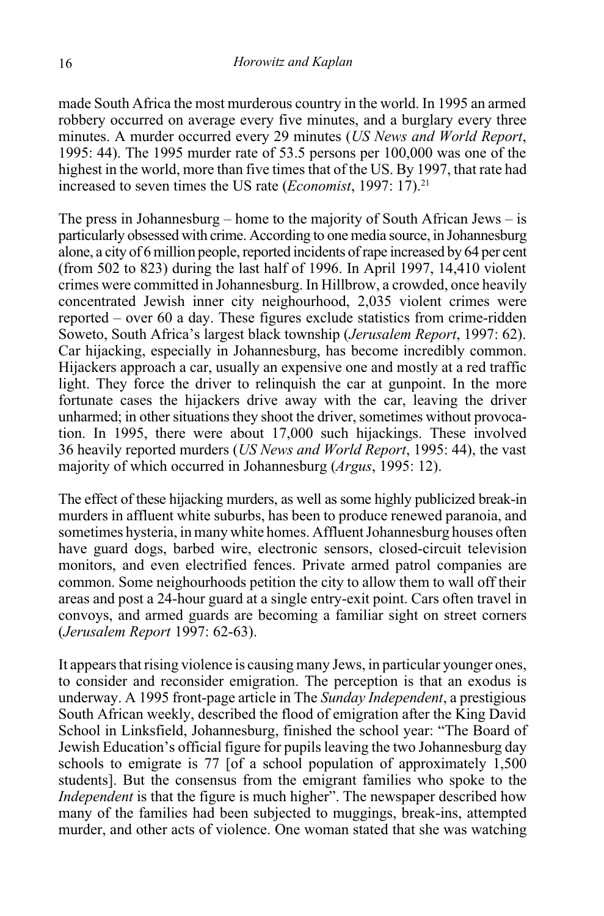made South Africa the most murderous country in the world. In 1995 an armed robbery occurred on average every five minutes, and a burglary every three minutes. A murder occurred every 29 minutes (*US News and World Report*, 1995: 44). The 1995 murder rate of 53.5 persons per 100,000 was one of the highest in the world, more than five times that of the US. By 1997, that rate had increased to seven times the US rate (*Economist*, 1997: 17).[21]

The press in Johannesburg – home to the majority of South African Jews – is particularly obsessed with crime. According to one media source, in Johannesburg alone, a city of 6 million people, reported incidents of rape increased by 64 per cent (from 502 to 823) during the last half of 1996. In April 1997, 14,410 violent crimes were committed in Johannesburg. In Hillbrow, a crowded, once heavily concentrated Jewish inner city neighbourhood, 2,035 violent crimes were reported – over 60 a day. These figures exclude statistics from crime-ridden Soweto, South Africa's largest black township (*Jerusalem Report*, 1997: 62). Car hijacking, especially in Johannesburg, has become incredibly common. Hijackers approach a car, usually an expensive one and mostly at a red traffic light. They force the driver to relinquish the car at gunpoint. In the more fortunate cases the hijackers drive away with the car, leaving the driver unharmed; in other situations they shoot the driver, sometimes without provocation. In 1995, there were about 17,000 such hijackings. These involved 36 heavily reported murders (*US News and World Report*, 1995: 44), the vast majority of which occurred in Johannesburg (*Argus*, 1995: 12).

The effect of these hijacking murders, as well as some highly publicized break-in murders in affluent white suburbs, has been to produce renewed paranoia, and sometimes hysteria, in many white homes. Affluent Johannesburg houses often have guard dogs, barbed wire, electronic sensors, closed-circuit television monitors, and even electrified fences. Private armed patrol companies are common. Some neighbourhoods petition the city to allow them to wall off their areas and post a 24-hour guard at a single entry-exit point. Cars often travel in convoys, and armed guards are becoming a familiar sight on street corners (*Jerusalem Report* 1997: 62-63).

It appears that rising violence is causing many Jews, in particular younger ones, to consider and reconsider emigration. The perception is that an exodus is underway. A 1995 front-page article in The *Sunday Independent*, a prestigious South African weekly, described the flood of emigration after the King David School in Linksfield, Johannesburg, finished the school year: "The Board of Jewish Education's official figure for pupils leaving the two Johannesburg day schools to emigrate is 77 [of a school population of approximately 1,500 students]. But the consensus from the emigrant families who spoke to the *Independent* is that the figure is much higher". The newspaper described how many of the families had been subjected to muggings, break-ins, attempted murder, and other acts of violence. One woman stated that she was watching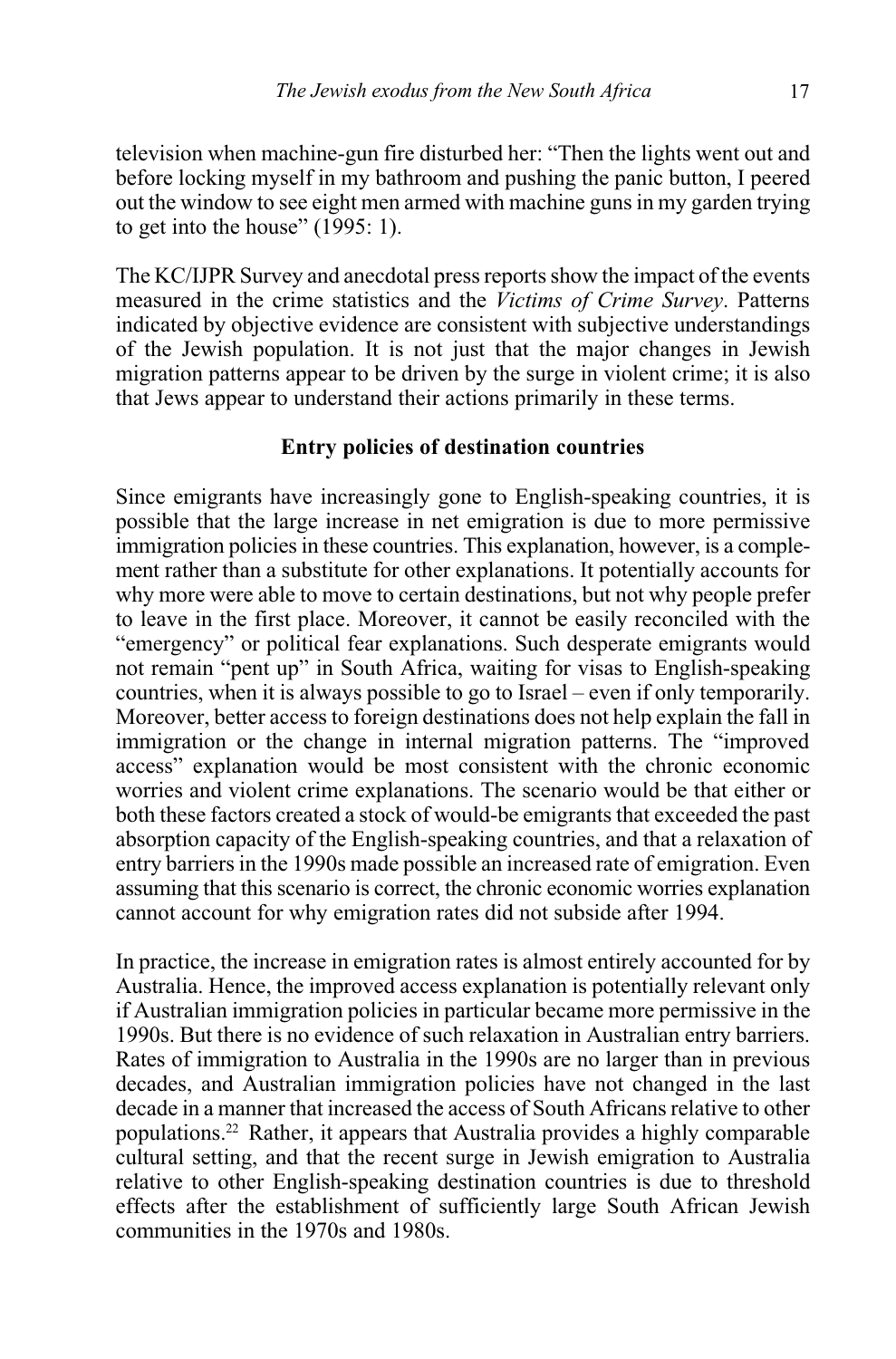television when machine-gun fire disturbed her: "Then the lights went out and before locking myself in my bathroom and pushing the panic button, I peered out the window to see eight men armed with machine guns in my garden trying to get into the house" (1995: 1).

The KC/IJPR Survey and anecdotal press reports show the impact of the events measured in the crime statistics and the *Victims of Crime Survey*. Patterns indicated by objective evidence are consistent with subjective understandings of the Jewish population. It is not just that the major changes in Jewish migration patterns appear to be driven by the surge in violent crime; it is also that Jews appear to understand their actions primarily in these terms.

**Entry policies of destination countries**

Since emigrants have increasingly gone to English-speaking countries, it is possible that the large increase in net emigration is due to more permissive immigration policies in these countries. This explanation, however, is a complement rather than a substitute for other explanations. It potentially accounts for why more were able to move to certain destinations, but not why people prefer to leave in the first place. Moreover, it cannot be easily reconciled with the "emergency" or political fear explanations. Such desperate emigrants would not remain "pent up" in South Africa, waiting for visas to English-speaking countries, when it is always possible to go to Israel – even if only temporarily. Moreover, better access to foreign destinations does not help explain the fall in immigration or the change in internal migration patterns. The "improved access" explanation would be most consistent with the chronic economic worries and violent crime explanations. The scenario would be that either or both these factors created a stock of would-be emigrants that exceeded the past absorption capacity of the English-speaking countries, and that a relaxation of entry barriers in the 1990s made possible an increased rate of emigration. Even assuming that this scenario is correct, the chronic economic worries explanation cannot account for why emigration rates did not subside after 1994.

In practice, the increase in emigration rates is almost entirely accounted for by Australia. Hence, the improved access explanation is potentially relevant only if Australian immigration policies in particular became more permissive in the 1990s. But there is no evidence of such relaxation in Australian entry barriers. Rates of immigration to Australia in the 1990s are no larger than in previous decades, and Australian immigration policies have not changed in the last decade in a manner that increased the access of South Africans relative to other populations.[22] Rather, it appears that Australia provides a highly comparable cultural setting, and that the recent surge in Jewish emigration to Australia relative to other English-speaking destination countries is due to threshold effects after the establishment of sufficiently large South African Jewish communities in the 1970s and 1980s.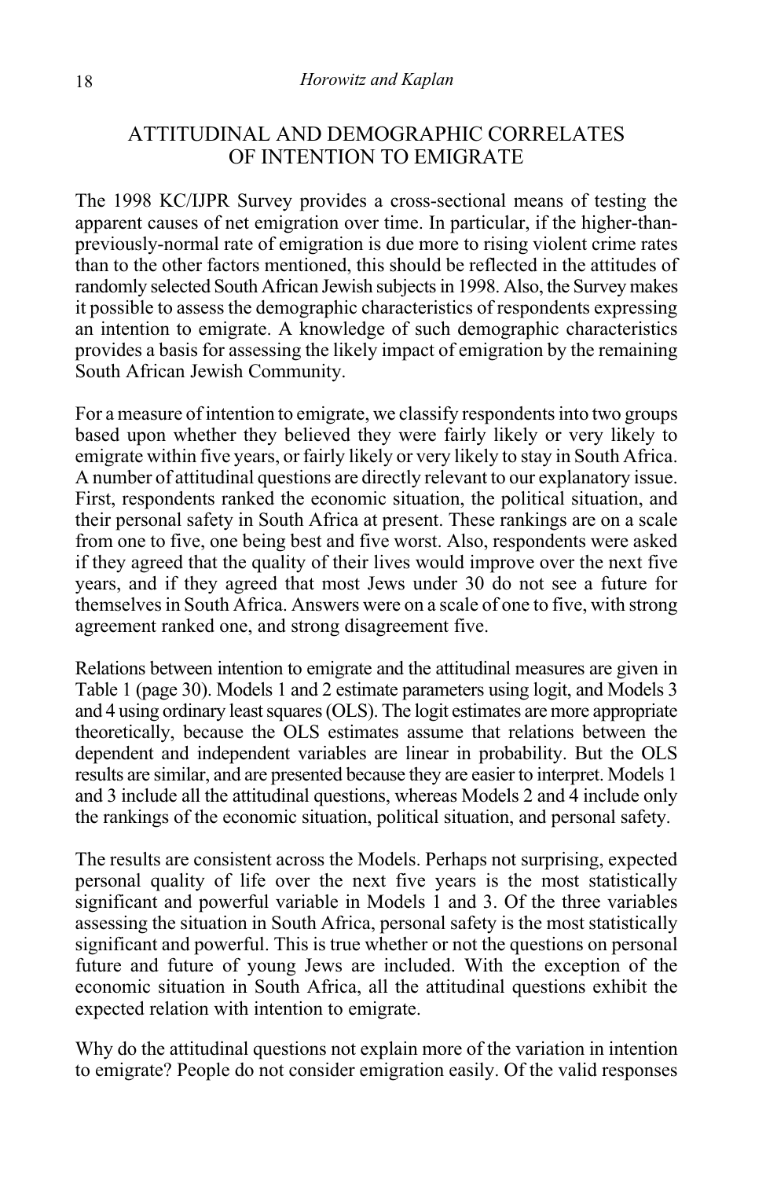## ATTITUDINAL AND DEMOGRAPHIC CORRELATES OF INTENTION TO EMIGRATE

The 1998 KC/IJPR Survey provides a cross-sectional means of testing the apparent causes of net emigration over time. In particular, if the higher-than-previously-normal rate of emigration is due more to rising violent crime rates than to the other factors mentioned, this should be reflected in the attitudes of randomly selected South African Jewish subjects in 1998. Also, the Survey makes it possible to assess the demographic characteristics of respondents expressing an intention to emigrate. A knowledge of such demographic characteristics provides a basis for assessing the likely impact of emigration by the remaining South African Jewish Community.

For a measure of intention to emigrate, we classify respondents into two groups based upon whether they believed they were fairly likely or very likely to emigrate within five years, or fairly likely or very likely to stay in South Africa. A number of attitudinal questions are directly relevant to our explanatory issue. First, respondents ranked the economic situation, the political situation, and their personal safety in South Africa at present. These rankings are on a scale from one to five, one being best and five worst. Also, respondents were asked if they agreed that the quality of their lives would improve over the next five years, and if they agreed that most Jews under 30 do not see a future for themselves in South Africa. Answers were on a scale of one to five, with strong agreement ranked one, and strong disagreement five.

Relations between intention to emigrate and the attitudinal measures are given in Table 1 (page 30). Models 1 and 2 estimate parameters using logit, and Models 3 and 4 using ordinary least squares (OLS). The logit estimates are more appropriate theoretically, because the OLS estimates assume that relations between the dependent and independent variables are linear in probability. But the OLS results are similar, and are presented because they are easier to interpret. Models 1 and 3 include all the attitudinal questions, whereas Models 2 and 4 include only the rankings of the economic situation, political situation, and personal safety.

The results are consistent across the Models. Perhaps not surprising, expected personal quality of life over the next five years is the most statistically significant and powerful variable in Models 1 and 3. Of the three variables assessing the situation in South Africa, personal safety is the most statistically significant and powerful. This is true whether or not the questions on personal future and future of young Jews are included. With the exception of the economic situation in South Africa, all the attitudinal questions exhibit the expected relation with intention to emigrate.

Why do the attitudinal questions not explain more of the variation in intention to emigrate? People do not consider emigration easily. Of the valid responses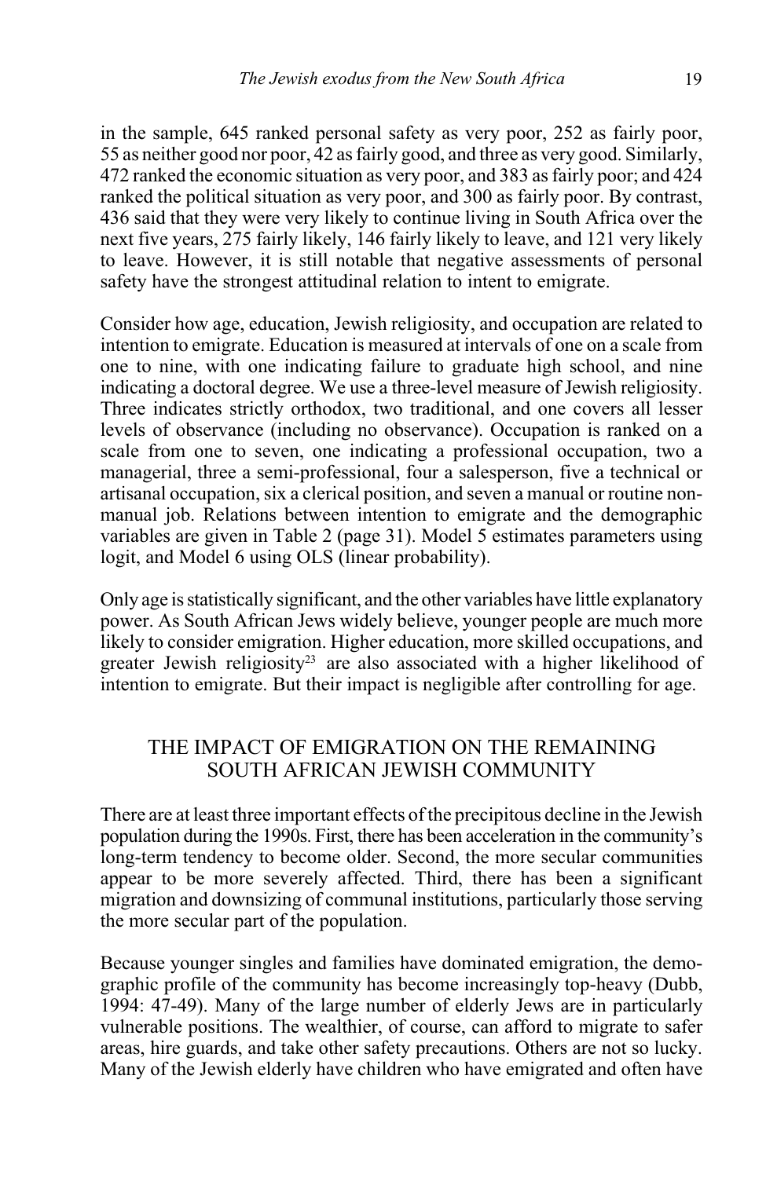in the sample, 645 ranked personal safety as very poor, 252 as fairly poor, 55 as neither good nor poor, 42 as fairly good, and three as very good. Similarly, 472 ranked the economic situation as very poor, and 383 as fairly poor; and 424 ranked the political situation as very poor, and 300 as fairly poor. By contrast, 436 said that they were very likely to continue living in South Africa over the next five years, 275 fairly likely, 146 fairly likely to leave, and 121 very likely to leave. However, it is still notable that negative assessments of personal safety have the strongest attitudinal relation to intent to emigrate.

Consider how age, education, Jewish religiosity, and occupation are related to intention to emigrate. Education is measured at intervals of one on a scale from one to nine, with one indicating failure to graduate high school, and nine indicating a doctoral degree. We use a three-level measure of Jewish religiosity. Three indicates strictly orthodox, two traditional, and one covers all lesser levels of observance (including no observance). Occupation is ranked on a scale from one to seven, one indicating a professional occupation, two a managerial, three a semi-professional, four a salesperson, five a technical or artisanal occupation, six a clerical position, and seven a manual or routine non-manual job. Relations between intention to emigrate and the demographic variables are given in Table 2 (page 31). Model 5 estimates parameters using logit, and Model 6 using OLS (linear probability).

Only age is statistically significant, and the other variables have little explanatory power. As South African Jews widely believe, younger people are much more likely to consider emigration. Higher education, more skilled occupations, and greater Jewish religiosity[23] are also associated with a higher likelihood of intention to emigrate. But their impact is negligible after controlling for age.

## THE IMPACT OF EMIGRATION ON THE REMAINING SOUTH AFRICAN JEWISH COMMUNITY

There are at least three important effects of the precipitous decline in the Jewish population during the 1990s. First, there has been acceleration in the community's long-term tendency to become older. Second, the more secular communities appear to be more severely affected. Third, there has been a significant migration and downsizing of communal institutions, particularly those serving the more secular part of the population.

Because younger singles and families have dominated emigration, the demographic profile of the community has become increasingly top-heavy (Dubb, 1994: 47-49). Many of the large number of elderly Jews are in particularly vulnerable positions. The wealthier, of course, can afford to migrate to safer areas, hire guards, and take other safety precautions. Others are not so lucky. Many of the Jewish elderly have children who have emigrated and often have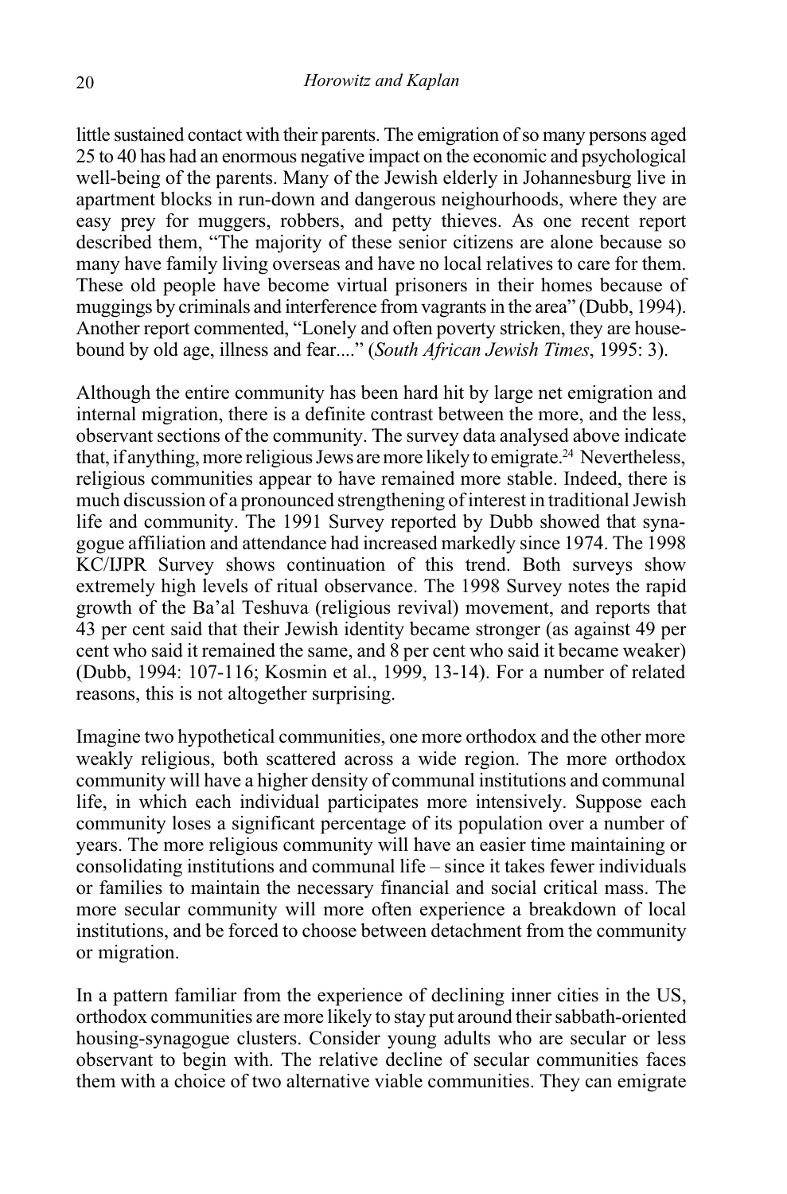little sustained contact with their parents. The emigration of so many persons aged 25 to 40 has had an enormous negative impact on the economic and psychological well-being of the parents. Many of the Jewish elderly in Johannesburg live in apartment blocks in run-down and dangerous neighourhoods, where they are easy prey for muggers, robbers, and petty thieves. As one recent report described them, "The majority of these senior citizens are alone because so many have family living overseas and have no local relatives to care for them. These old people have become virtual prisoners in their homes because of muggings by criminals and interference from vagrants in the area" (Dubb, 1994). Another report commented, "Lonely and often poverty stricken, they are house-bound by old age, illness and fear...." (*South African Jewish Times*, 1995: 3).

Although the entire community has been hard hit by large net emigration and internal migration, there is a definite contrast between the more, and the less, observant sections of the community. The survey data analysed above indicate that, if anything, more religious Jews are more likely to emigrate.[24] Nevertheless, religious communities appear to have remained more stable. Indeed, there is much discussion of a pronounced strengthening of interest in traditional Jewish life and community. The 1991 Survey reported by Dubb showed that synagogue affiliation and attendance had increased markedly since 1974. The 1998 KC/IJPR Survey shows continuation of this trend. Both surveys show extremely high levels of ritual observance. The 1998 Survey notes the rapid growth of the Ba'al Teshuva (religious revival) movement, and reports that 43 per cent said that their Jewish identity became stronger (as against 49 per cent who said it remained the same, and 8 per cent who said it became weaker) (Dubb, 1994: 107-116; Kosmin et al., 1999, 13-14). For a number of related reasons, this is not altogether surprising.

Imagine two hypothetical communities, one more orthodox and the other more weakly religious, both scattered across a wide region. The more orthodox community will have a higher density of communal institutions and communal life, in which each individual participates more intensively. Suppose each community loses a significant percentage of its population over a number of years. The more religious community will have an easier time maintaining or consolidating institutions and communal life – since it takes fewer individuals or families to maintain the necessary financial and social critical mass. The more secular community will more often experience a breakdown of local institutions, and be forced to choose between detachment from the community or migration.

In a pattern familiar from the experience of declining inner cities in the US, orthodox communities are more likely to stay put around their sabbath-oriented housing-synagogue clusters. Consider young adults who are secular or less observant to begin with. The relative decline of secular communities faces them with a choice of two alternative viable communities. They can emigrate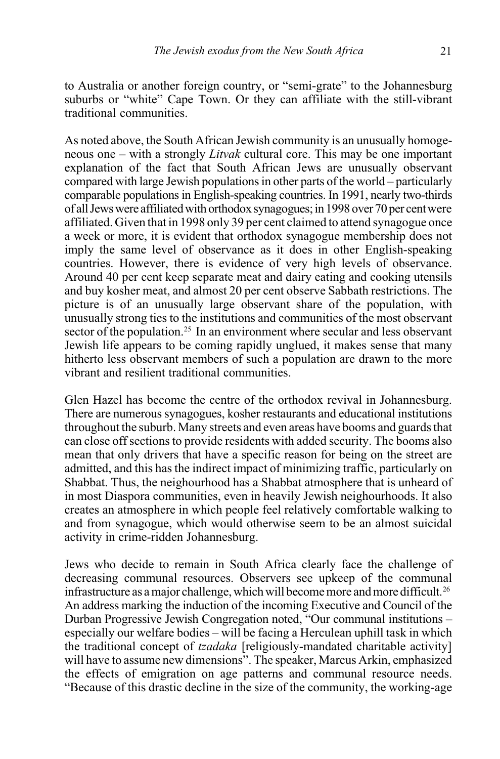to Australia or another foreign country, or "semi-grate" to the Johannesburg suburbs or "white" Cape Town. Or they can affiliate with the still-vibrant traditional communities.

As noted above, the South African Jewish community is an unusually homogeneous one – with a strongly *Litvak* cultural core. This may be one important explanation of the fact that South African Jews are unusually observant compared with large Jewish populations in other parts of the world – particularly comparable populations in English-speaking countries. In 1991, nearly two-thirds of all Jews were affiliated with orthodox synagogues; in 1998 over 70 per cent were affiliated. Given that in 1998 only 39 per cent claimed to attend synagogue once a week or more, it is evident that orthodox synagogue membership does not imply the same level of observance as it does in other English-speaking countries. However, there is evidence of very high levels of observance. Around 40 per cent keep separate meat and dairy eating and cooking utensils and buy kosher meat, and almost 20 per cent observe Sabbath restrictions. The picture is of an unusually large observant share of the population, with unusually strong ties to the institutions and communities of the most observant sector of the population.[25] In an environment where secular and less observant Jewish life appears to be coming rapidly unglued, it makes sense that many hitherto less observant members of such a population are drawn to the more vibrant and resilient traditional communities.

Glen Hazel has become the centre of the orthodox revival in Johannesburg. There are numerous synagogues, kosher restaurants and educational institutions throughout the suburb. Many streets and even areas have booms and guards that can close off sections to provide residents with added security. The booms also mean that only drivers that have a specific reason for being on the street are admitted, and this has the indirect impact of minimizing traffic, particularly on Shabbat. Thus, the neighourhood has a Shabbat atmosphere that is unheard of in most Diaspora communities, even in heavily Jewish neighourhoods. It also creates an atmosphere in which people feel relatively comfortable walking to and from synagogue, which would otherwise seem to be an almost suicidal activity in crime-ridden Johannesburg.

Jews who decide to remain in South Africa clearly face the challenge of decreasing communal resources. Observers see upkeep of the communal infrastructure as a major challenge, which will become more and more difficult.[26] An address marking the induction of the incoming Executive and Council of the Durban Progressive Jewish Congregation noted, "Our communal institutions – especially our welfare bodies – will be facing a Herculean uphill task in which the traditional concept of *tzadaka* [religiously-mandated charitable activity] will have to assume new dimensions". The speaker, Marcus Arkin, emphasized the effects of emigration on age patterns and communal resource needs. "Because of this drastic decline in the size of the community, the working-age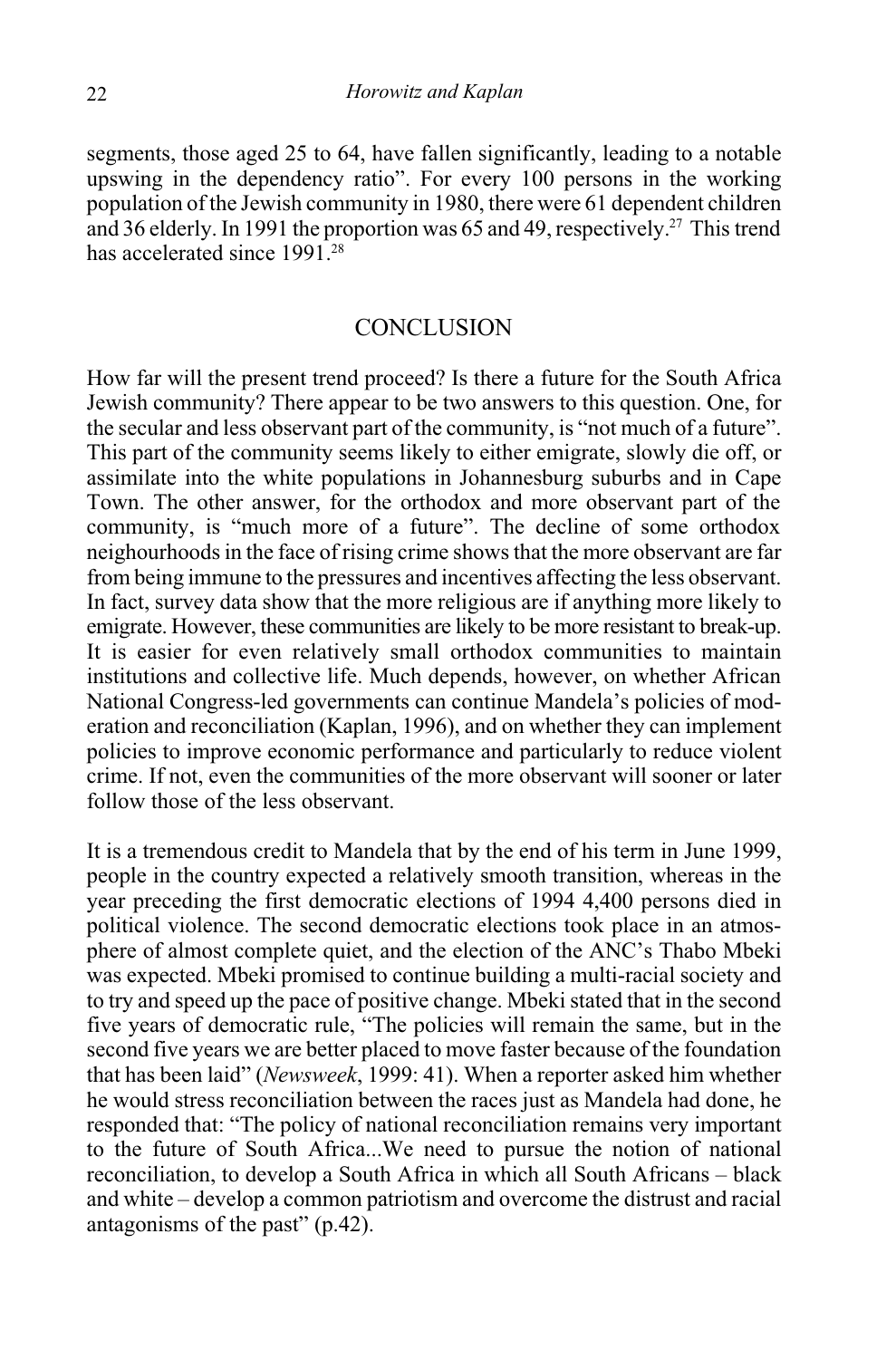segments, those aged 25 to 64, have fallen significantly, leading to a notable upswing in the dependency ratio". For every 100 persons in the working population of the Jewish community in 1980, there were 61 dependent children and 36 elderly. In 1991 the proportion was 65 and 49, respectively.[27] This trend has accelerated since 1991.[28]

## CONCLUSION

How far will the present trend proceed? Is there a future for the South Africa Jewish community? There appear to be two answers to this question. One, for the secular and less observant part of the community, is "not much of a future". This part of the community seems likely to either emigrate, slowly die off, or assimilate into the white populations in Johannesburg suburbs and in Cape Town. The other answer, for the orthodox and more observant part of the community, is "much more of a future". The decline of some orthodox neighourhoods in the face of rising crime shows that the more observant are far from being immune to the pressures and incentives affecting the less observant. In fact, survey data show that the more religious are if anything more likely to emigrate. However, these communities are likely to be more resistant to break-up. It is easier for even relatively small orthodox communities to maintain institutions and collective life. Much depends, however, on whether African National Congress-led governments can continue Mandela's policies of moderation and reconciliation (Kaplan, 1996), and on whether they can implement policies to improve economic performance and particularly to reduce violent crime. If not, even the communities of the more observant will sooner or later follow those of the less observant.

It is a tremendous credit to Mandela that by the end of his term in June 1999, people in the country expected a relatively smooth transition, whereas in the year preceding the first democratic elections of 1994 4,400 persons died in political violence. The second democratic elections took place in an atmosphere of almost complete quiet, and the election of the ANC's Thabo Mbeki was expected. Mbeki promised to continue building a multi-racial society and to try and speed up the pace of positive change. Mbeki stated that in the second five years of democratic rule, "The policies will remain the same, but in the second five years we are better placed to move faster because of the foundation that has been laid" (*Newsweek*, 1999: 41). When a reporter asked him whether he would stress reconciliation between the races just as Mandela had done, he responded that: "The policy of national reconciliation remains very important to the future of South Africa...We need to pursue the notion of national reconciliation, to develop a South Africa in which all South Africans – black and white – develop a common patriotism and overcome the distrust and racial antagonisms of the past" (p.42).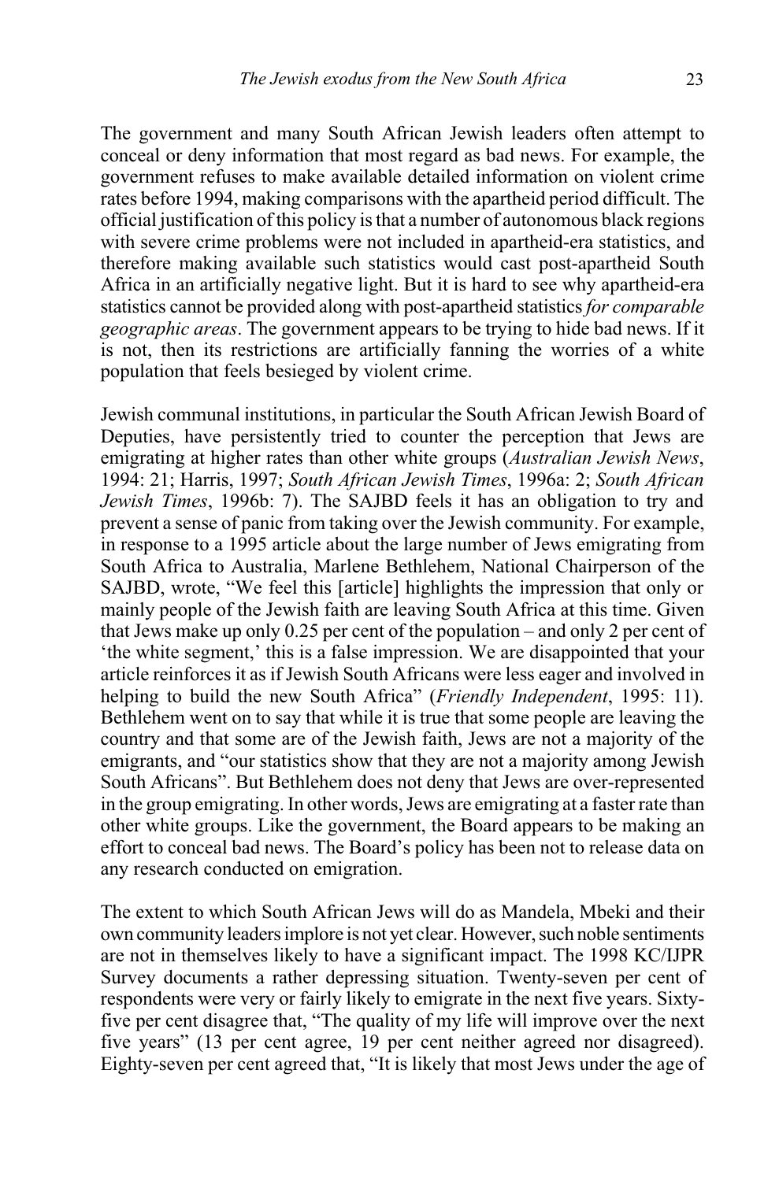The government and many South African Jewish leaders often attempt to conceal or deny information that most regard as bad news. For example, the government refuses to make available detailed information on violent crime rates before 1994, making comparisons with the apartheid period difficult. The official justification of this policy is that a number of autonomous black regions with severe crime problems were not included in apartheid-era statistics, and therefore making available such statistics would cast post-apartheid South Africa in an artificially negative light. But it is hard to see why apartheid-era statistics cannot be provided along with post-apartheid statistics *for comparable geographic areas*. The government appears to be trying to hide bad news. If it is not, then its restrictions are artificially fanning the worries of a white population that feels besieged by violent crime.

Jewish communal institutions, in particular the South African Jewish Board of Deputies, have persistently tried to counter the perception that Jews are emigrating at higher rates than other white groups (*Australian Jewish News*, 1994: 21; Harris, 1997; *South African Jewish Times*, 1996a: 2; *South African Jewish Times*, 1996b: 7). The SAJBD feels it has an obligation to try and prevent a sense of panic from taking over the Jewish community. For example, in response to a 1995 article about the large number of Jews emigrating from South Africa to Australia, Marlene Bethlehem, National Chairperson of the SAJBD, wrote, "We feel this [article] highlights the impression that only or mainly people of the Jewish faith are leaving South Africa at this time. Given that Jews make up only 0.25 per cent of the population – and only 2 per cent of 'the white segment,' this is a false impression. We are disappointed that your article reinforces it as if Jewish South Africans were less eager and involved in helping to build the new South Africa" (*Friendly Independent*, 1995: 11). Bethlehem went on to say that while it is true that some people are leaving the country and that some are of the Jewish faith, Jews are not a majority of the emigrants, and "our statistics show that they are not a majority among Jewish South Africans". But Bethlehem does not deny that Jews are over-represented in the group emigrating. In other words, Jews are emigrating at a faster rate than other white groups. Like the government, the Board appears to be making an effort to conceal bad news. The Board's policy has been not to release data on any research conducted on emigration.

The extent to which South African Jews will do as Mandela, Mbeki and their own community leaders implore is not yet clear. However, such noble sentiments are not in themselves likely to have a significant impact. The 1998 KC/IJPR Survey documents a rather depressing situation. Twenty-seven per cent of respondents were very or fairly likely to emigrate in the next five years. Sixty-five per cent disagree that, "The quality of my life will improve over the next five years" (13 per cent agree, 19 per cent neither agreed nor disagreed). Eighty-seven per cent agreed that, "It is likely that most Jews under the age of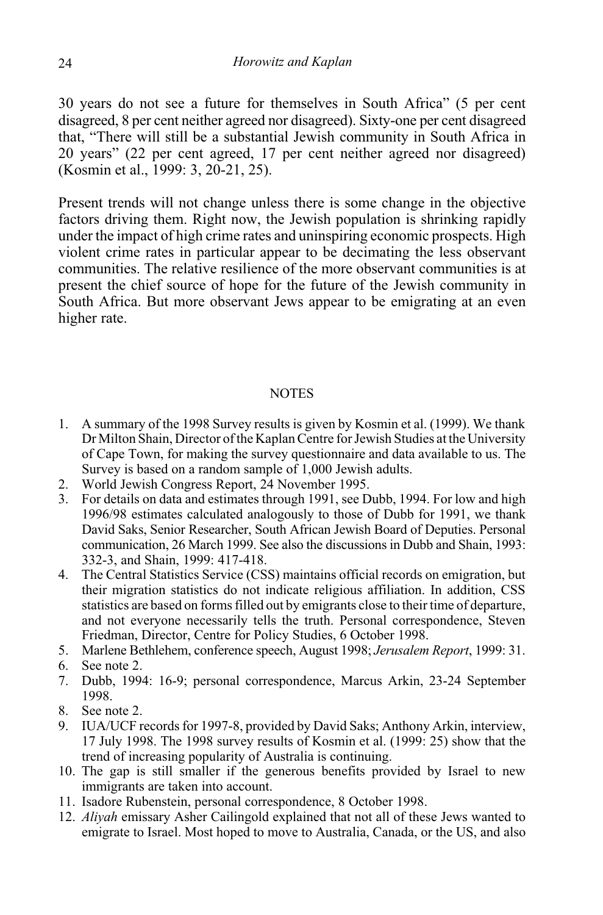30 years do not see a future for themselves in South Africa" (5 per cent disagreed, 8 per cent neither agreed nor disagreed). Sixty-one per cent disagreed that, "There will still be a substantial Jewish community in South Africa in 20 years" (22 per cent agreed, 17 per cent neither agreed nor disagreed) (Kosmin et al., 1999: 3, 20-21, 25).

Present trends will not change unless there is some change in the objective factors driving them. Right now, the Jewish population is shrinking rapidly under the impact of high crime rates and uninspiring economic prospects. High violent crime rates in particular appear to be decimating the less observant communities. The relative resilience of the more observant communities is at present the chief source of hope for the future of the Jewish community in South Africa. But more observant Jews appear to be emigrating at an even higher rate.

## NOTES

1. A summary of the 1998 Survey results is given by Kosmin et al. (1999). We thank Dr Milton Shain, Director of the Kaplan Centre for Jewish Studies at the University of Cape Town, for making the survey questionnaire and data available to us. The Survey is based on a random sample of 1,000 Jewish adults.
2. World Jewish Congress Report, 24 November 1995.
3. For details on data and estimates through 1991, see Dubb, 1994. For low and high 1996/98 estimates calculated analogously to those of Dubb for 1991, we thank David Saks, Senior Researcher, South African Jewish Board of Deputies. Personal communication, 26 March 1999. See also the discussions in Dubb and Shain, 1993: 332-3, and Shain, 1999: 417-418.
4. The Central Statistics Service (CSS) maintains official records on emigration, but their migration statistics do not indicate religious affiliation. In addition, CSS statistics are based on forms filled out by emigrants close to their time of departure, and not everyone necessarily tells the truth. Personal correspondence, Steven Friedman, Director, Centre for Policy Studies, 6 October 1998.
5. Marlene Bethlehem, conference speech, August 1998; *Jerusalem Report*, 1999: 31.
6. See note 2.
7. Dubb, 1994: 16-9; personal correspondence, Marcus Arkin, 23-24 September 1998.
8. See note 2.
9. IUA/UCF records for 1997-8, provided by David Saks; Anthony Arkin, interview, 17 July 1998. The 1998 survey results of Kosmin et al. (1999: 25) show that the trend of increasing popularity of Australia is continuing.
10. The gap is still smaller if the generous benefits provided by Israel to new immigrants are taken into account.
11. Isadore Rubenstein, personal correspondence, 8 October 1998.
12. *Aliyah* emissary Asher Cailingold explained that not all of these Jews wanted to emigrate to Israel. Most hoped to move to Australia, Canada, or the US, and also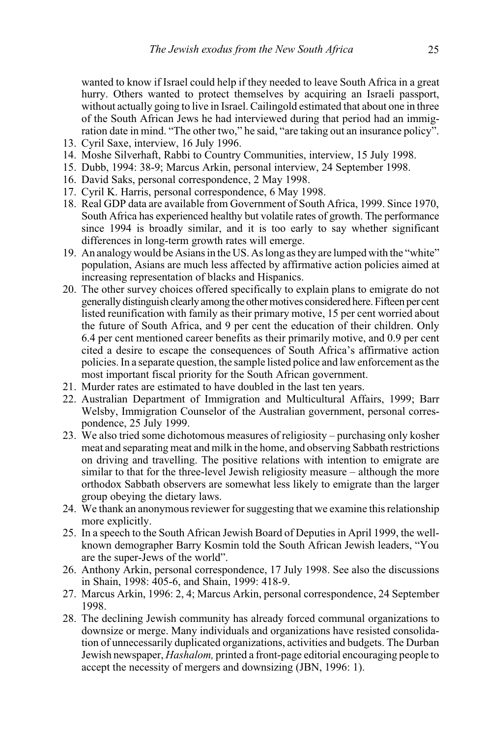wanted to know if Israel could help if they needed to leave South Africa in a great hurry. Others wanted to protect themselves by acquiring an Israeli passport, without actually going to live in Israel. Cailingold estimated that about one in three of the South African Jews he had interviewed during that period had an immigration date in mind. "The other two," he said, "are taking out an insurance policy".

13. Cyril Saxe, interview, 16 July 1996.
14. Moshe Silverhaft, Rabbi to Country Communities, interview, 15 July 1998.
15. Dubb, 1994: 38-9; Marcus Arkin, personal interview, 24 September 1998.
16. David Saks, personal correspondence, 2 May 1998.
17. Cyril K. Harris, personal correspondence, 6 May 1998.
18. Real GDP data are available from Government of South Africa, 1999. Since 1970, South Africa has experienced healthy but volatile rates of growth. The performance since 1994 is broadly similar, and it is too early to say whether significant differences in long-term growth rates will emerge.
19. An analogy would be Asians in the US. As long as they are lumped with the "white" population, Asians are much less affected by affirmative action policies aimed at increasing representation of blacks and Hispanics.
20. The other survey choices offered specifically to explain plans to emigrate do not generally distinguish clearly among the other motives considered here. Fifteen per cent listed reunification with family as their primary motive, 15 per cent worried about the future of South Africa, and 9 per cent the education of their children. Only 6.4 per cent mentioned career benefits as their primarily motive, and 0.9 per cent cited a desire to escape the consequences of South Africa's affirmative action policies. In a separate question, the sample listed police and law enforcement as the most important fiscal priority for the South African government.
21. Murder rates are estimated to have doubled in the last ten years.
22. Australian Department of Immigration and Multicultural Affairs, 1999; Barr Welsby, Immigration Counselor of the Australian government, personal correspondence, 25 July 1999.
23. We also tried some dichotomous measures of religiosity – purchasing only kosher meat and separating meat and milk in the home, and observing Sabbath restrictions on driving and travelling. The positive relations with intention to emigrate are similar to that for the three-level Jewish religiosity measure – although the more orthodox Sabbath observers are somewhat less likely to emigrate than the larger group obeying the dietary laws.
24. We thank an anonymous reviewer for suggesting that we examine this relationship more explicitly.
25. In a speech to the South African Jewish Board of Deputies in April 1999, the well-known demographer Barry Kosmin told the South African Jewish leaders, "You are the super-Jews of the world".
26. Anthony Arkin, personal correspondence, 17 July 1998. See also the discussions in Shain, 1998: 405-6, and Shain, 1999: 418-9.
27. Marcus Arkin, 1996: 2, 4; Marcus Arkin, personal correspondence, 24 September 1998.
28. The declining Jewish community has already forced communal organizations to downsize or merge. Many individuals and organizations have resisted consolidation of unnecessarily duplicated organizations, activities and budgets. The Durban Jewish newspaper, *Hashalom,* printed a front-page editorial encouraging people to accept the necessity of mergers and downsizing (JBN, 1996: 1).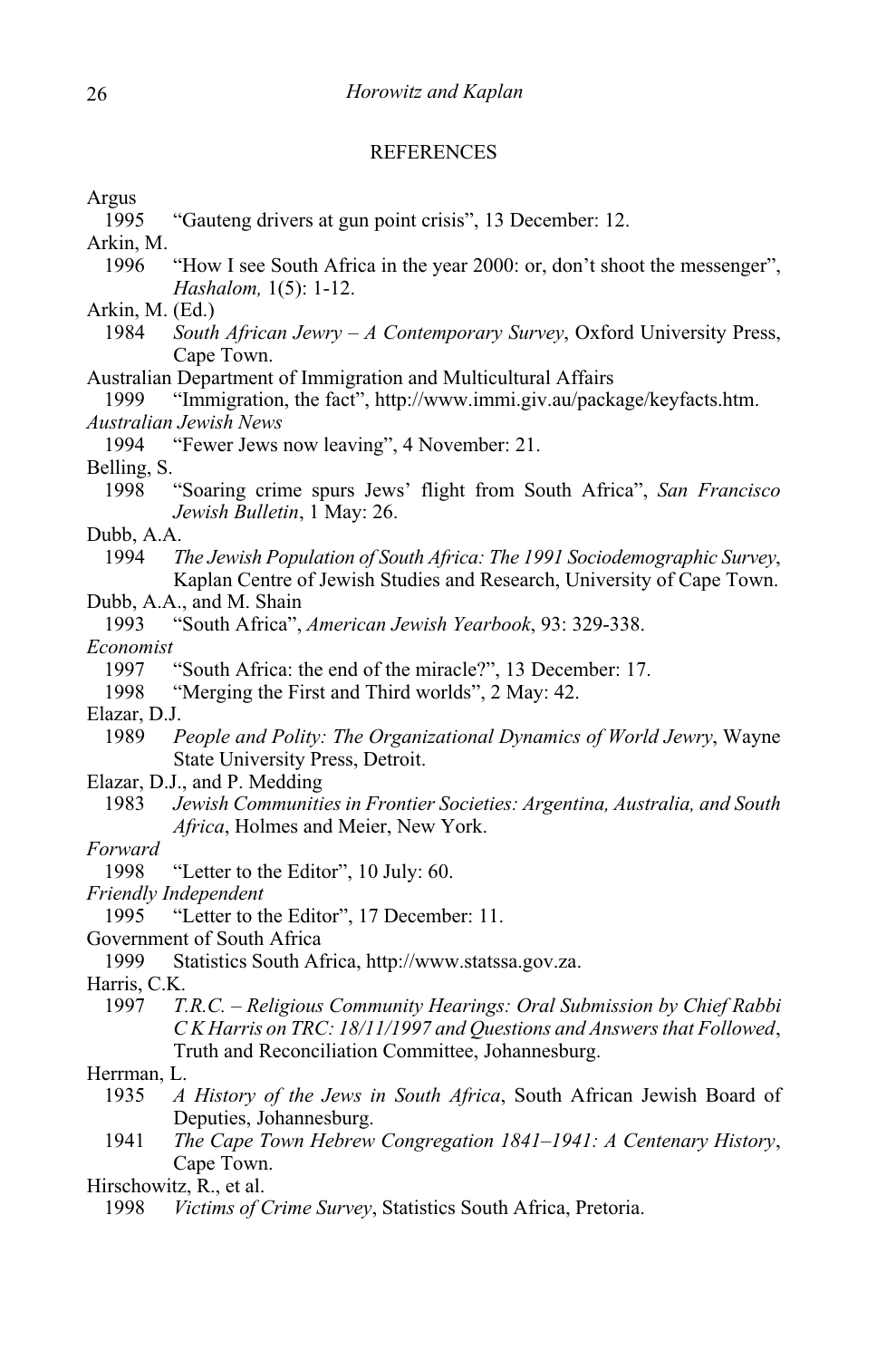## REFERENCES

Argus

1995 "Gauteng drivers at gun point crisis", 13 December: 12.

Arkin, M.

1996 "How I see South Africa in the year 2000: or, don't shoot the messenger", *Hashalom,* 1(5): 1-12.

Arkin, M. (Ed.)

1984 *South African Jewry – A Contemporary Survey*, Oxford University Press, Cape Town.

Australian Department of Immigration and Multicultural Affairs

1999 "Immigration, the fact", http://www.immi.giv.au/package/keyfacts.htm.

*Australian Jewish News*

1994 "Fewer Jews now leaving", 4 November: 21.

Belling, S.

1998 "Soaring crime spurs Jews' flight from South Africa", *San Francisco Jewish Bulletin*, 1 May: 26.

Dubb, A.A.

1994 *The Jewish Population of South Africa: The 1991 Sociodemographic Survey*, Kaplan Centre of Jewish Studies and Research, University of Cape Town.

Dubb, A.A., and M. Shain

1993 "South Africa", *American Jewish Yearbook*, 93: 329-338.

*Economist*

1997 "South Africa: the end of the miracle?", 13 December: 17.

1998 "Merging the First and Third worlds", 2 May: 42.

Elazar, D.J.

1989 *People and Polity: The Organizational Dynamics of World Jewry*, Wayne State University Press, Detroit.

Elazar, D.J., and P. Medding

1983 *Jewish Communities in Frontier Societies: Argentina, Australia, and South Africa*, Holmes and Meier, New York.

*Forward*

1998 "Letter to the Editor", 10 July: 60.

*Friendly Independent*

1995 "Letter to the Editor", 17 December: 11.

Government of South Africa

1999 Statistics South Africa, http://www.statssa.gov.za.

Harris, C.K.

1997 *T.R.C. – Religious Community Hearings: Oral Submission by Chief Rabbi C K Harris on TRC: 18/11/1997 and Questions and Answers that Followed*, Truth and Reconciliation Committee, Johannesburg.

Herrman, L.

1935 *A History of the Jews in South Africa*, South African Jewish Board of Deputies, Johannesburg.

1941 *The Cape Town Hebrew Congregation 1841–1941: A Centenary History*, Cape Town.

Hirschowitz, R., et al.

1998 *Victims of Crime Survey*, Statistics South Africa, Pretoria.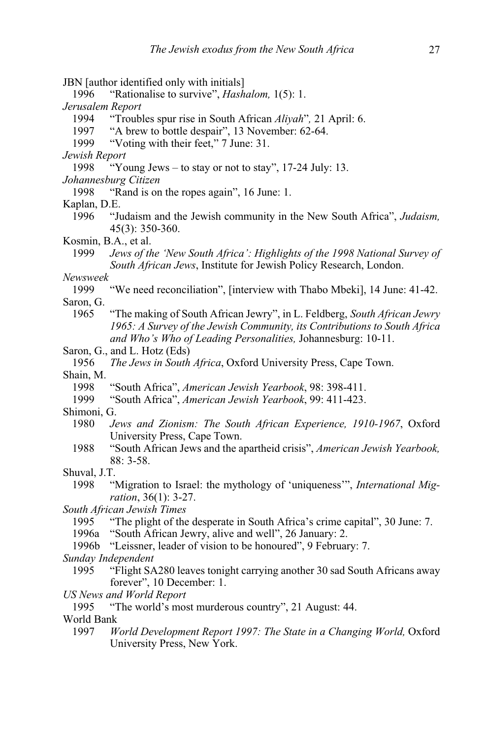JBN [author identified only with initials]

1996 "Rationalise to survive", *Hashalom,* 1(5): 1.

*Jerusalem Report*

1994 "Troubles spur rise in South African *Aliyah*", 21 April: 6.

1997 "A brew to bottle despair", 13 November: 62-64.

1999 "Voting with their feet," 7 June: 31.

*Jewish Report*

1998 "Young Jews – to stay or not to stay", 17-24 July: 13.

*Johannesburg Citizen*

1998 "Rand is on the ropes again", 16 June: 1.

Kaplan, D.E.

1996 "Judaism and the Jewish community in the New South Africa", *Judaism,* 45(3): 350-360.

Kosmin, B.A., et al.

1999 *Jews of the 'New South Africa': Highlights of the 1998 National Survey of South African Jews*, Institute for Jewish Policy Research, London.

*Newsweek*

1999 "We need reconciliation", [interview with Thabo Mbeki], 14 June: 41-42.

Saron, G.

1965 "The making of South African Jewry", in L. Feldberg, *South African Jewry 1965: A Survey of the Jewish Community, its Contributions to South Africa and Who's Who of Leading Personalities,* Johannesburg: 10-11.

Saron, G., and L. Hotz (Eds)

1956 *The Jews in South Africa*, Oxford University Press, Cape Town.

Shain, M.

1998 "South Africa", *American Jewish Yearbook*, 98: 398-411.

1999 "South Africa", *American Jewish Yearbook*, 99: 411-423.

Shimoni, G.

1980 *Jews and Zionism: The South African Experience, 1910-1967*, Oxford University Press, Cape Town.

1988 "South African Jews and the apartheid crisis", *American Jewish Yearbook,* 88: 3-58.

Shuval, J.T.

1998 "Migration to Israel: the mythology of 'uniqueness'", *International Migration*, 36(1): 3-27.

*South African Jewish Times*

1995 "The plight of the desperate in South Africa's crime capital", 30 June: 7.

1996a "South African Jewry, alive and well", 26 January: 2.

1996b "Leissner, leader of vision to be honoured", 9 February: 7.

*Sunday Independent*

1995 "Flight SA280 leaves tonight carrying another 30 sad South Africans away forever", 10 December: 1.

*US News and World Report*

1995 "The world's most murderous country", 21 August: 44.

World Bank

1997 *World Development Report 1997: The State in a Changing World,* Oxford University Press, New York.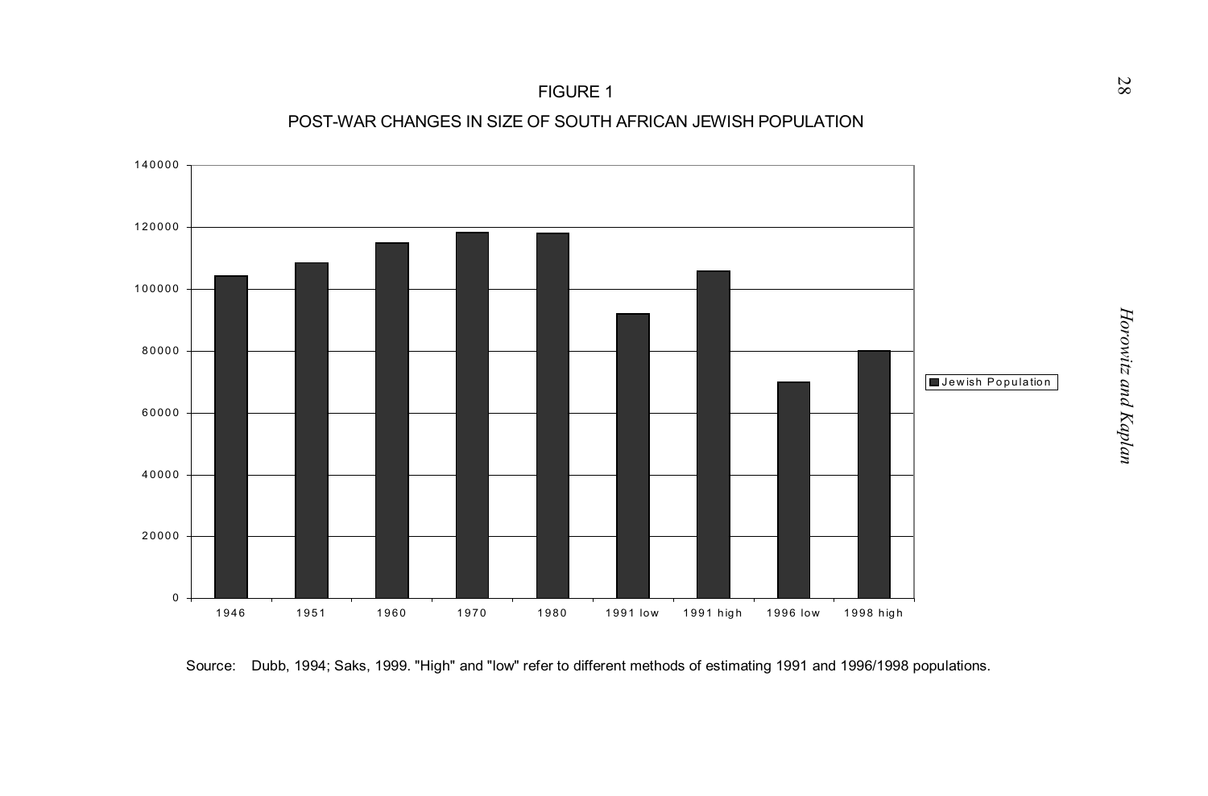FIGURE 1

POST-WAR CHANGES IN SIZE OF SOUTH AFRICAN JEWISH POPULATION

140000
120000
100000
80000
60000
40000
20000
0

1946
1951
1960
1970
1980
1991 low
1991 high
1996 low
1998 high

Jewish Population

Source: Dubb, 1994; Saks, 1999. "High" and "low" refer to different methods of estimating 1991 and 1996/1998 populations.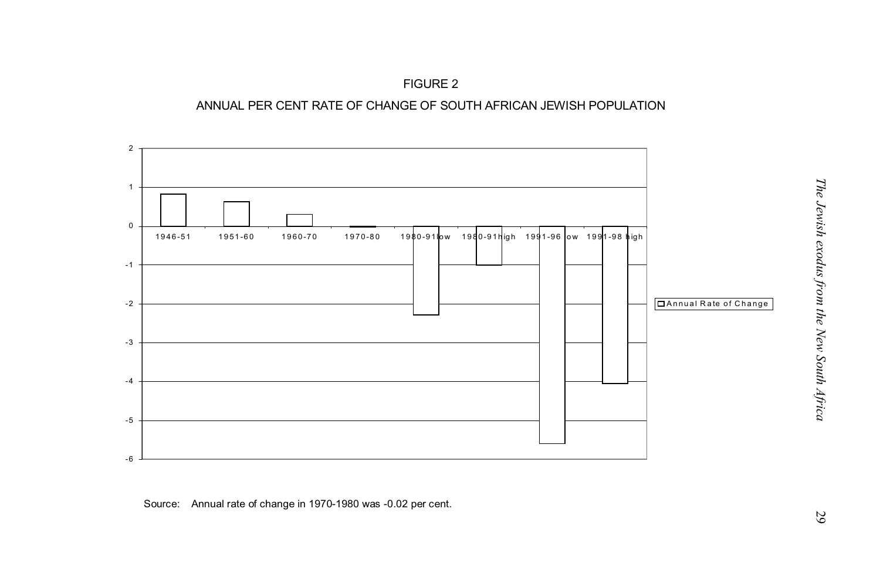FIGURE 2

ANNUAL PER CENT RATE OF CHANGE OF SOUTH AFRICAN JEWISH POPULATION

2
1
0
-1
-2
-3
-4
-5
-6

1946-51
1951-60
1960-70
1970-80
1980-91low
1980-91high
1991-96 low
1991-98 high

Annual Rate of Change

Source: Annual rate of change in 1970-1980 was -0.02 per cent.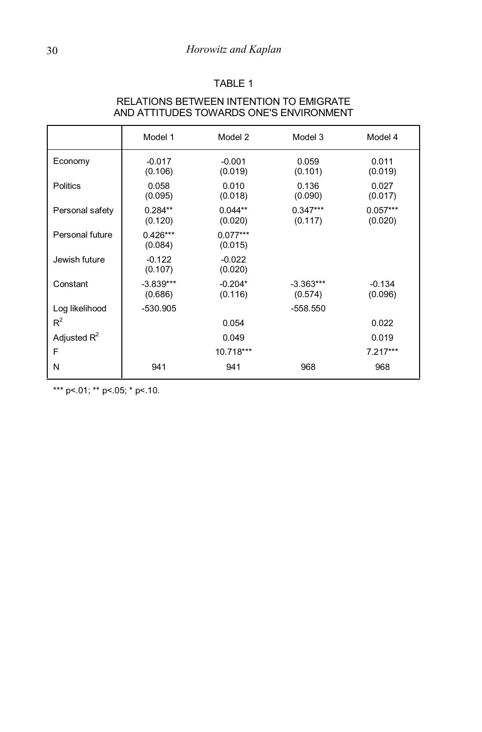TABLE 1

RELATIONS BETWEEN INTENTION TO EMIGRATE AND ATTITUDES TOWARDS ONE'S ENVIRONMENT

| | Model 1 | Model 2 | Model 3 | Model 4 |
|---|---|---|---|---|
| Economy | -0.017<br>(0.106) | -0.001<br>(0.019) | 0.059<br>(0.101) | 0.011<br>(0.019) |
| Politics | 0.058<br>(0.095) | 0.010<br>(0.018) | 0.136<br>(0.090) | 0.027<br>(0.017) |
| Personal safety | 0.284**<br>(0.120) | 0.044**<br>(0.020) | 0.347***<br>(0.117) | 0.057***<br>(0.020) |
| Personal future | 0.426***<br>(0.084) | 0.077***<br>(0.015) | | |
| Jewish future | -0.122<br>(0.107) | -0.022<br>(0.020) | | |
| Constant | -3.839***<br>(0.686) | -0.204*<br>(0.116) | -3.363***<br>(0.574) | -0.134<br>(0.096) |
| Log likelihood | -530.905 | | -558.550 | |
| $R^2$ | | 0.054 | | 0.022 |
| Adjusted $R^2$ | | 0.049 | | 0.019 |
| F | | 10.718*** | | 7.217*** |
| N | 941 | 941 | 968 | 968 |

*** p<.01; ** p<.05; * p<.10.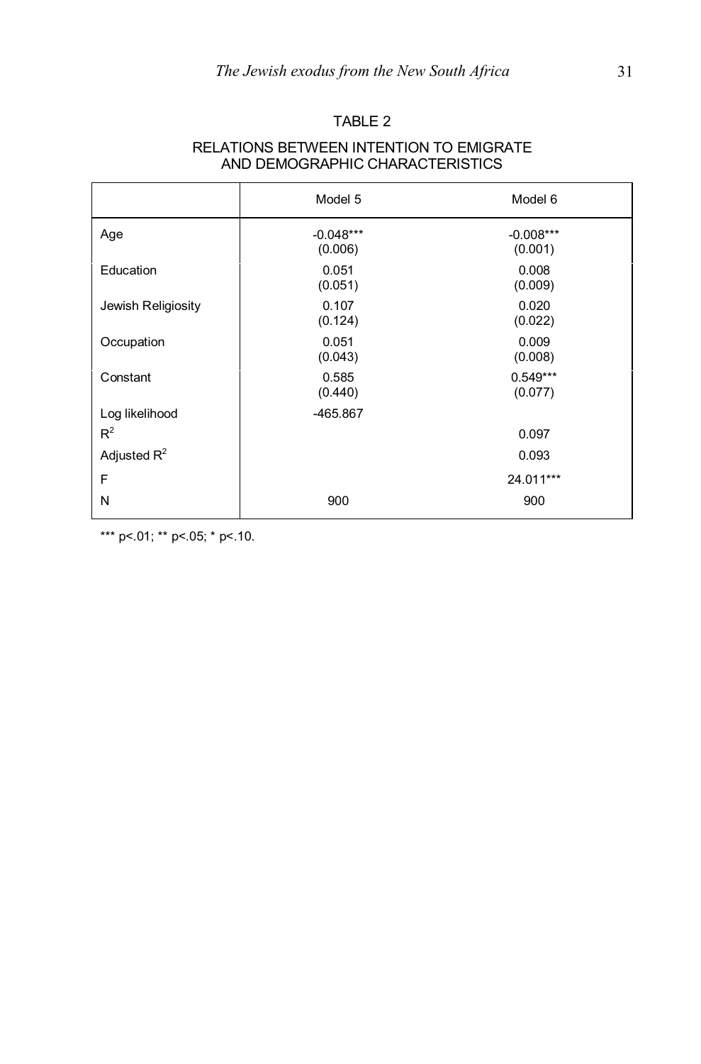TABLE 2

RELATIONS BETWEEN INTENTION TO EMIGRATE AND DEMOGRAPHIC CHARACTERISTICS

| | Model 5 | Model 6 |
|---|---|---|
| Age | -0.048*** (0.006) | -0.008*** (0.001) |
| Education | 0.051 (0.051) | 0.008 (0.009) |
| Jewish Religiosity | 0.107 (0.124) | 0.020 (0.022) |
| Occupation | 0.051 (0.043) | 0.009 (0.008) |
| Constant | 0.585 (0.440) | 0.549*** (0.077) |
| Log likelihood | -465.867 | |
| $R^2$ | | 0.097 |
| Adjusted $R^2$ | | 0.093 |
| F | | 24.011*** |
| N | 900 | 900 |

*** p<.01; ** p<.05; * p<.10.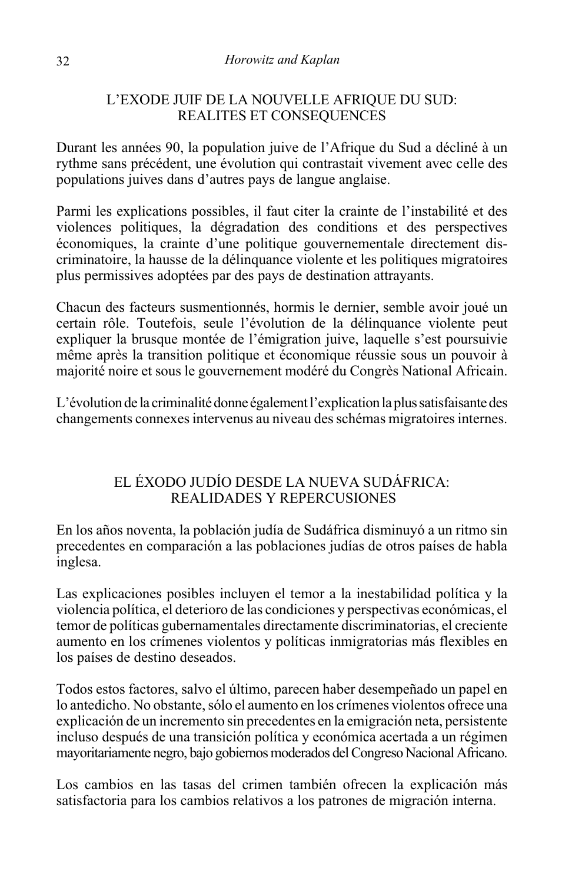## L'EXODE JUIF DE LA NOUVELLE AFRIQUE DU SUD: REALITES ET CONSEQUENCES

Durant les années 90, la population juive de l'Afrique du Sud a décliné à un rythme sans précédent, une évolution qui contrastait vivement avec celle des populations juives dans d'autres pays de langue anglaise.

Parmi les explications possibles, il faut citer la crainte de l'instabilité et des violences politiques, la dégradation des conditions et des perspectives économiques, la crainte d'une politique gouvernementale directement discriminatoire, la hausse de la délinquance violente et les politiques migratoires plus permissives adoptées par des pays de destination attrayants.

Chacun des facteurs susmentionnés, hormis le dernier, semble avoir joué un certain rôle. Toutefois, seule l'évolution de la délinquance violente peut expliquer la brusque montée de l'émigration juive, laquelle s'est poursuivie même après la transition politique et économique réussie sous un pouvoir à majorité noire et sous le gouvernement modéré du Congrès National Africain.

L'évolution de la criminalité donne également l'explication la plus satisfaisante des changements connexes intervenus au niveau des schémas migratoires internes.

## EL ÉXODO JUDÍO DESDE LA NUEVA SUDÁFRICA: REALIDADES Y REPERCUSIONES

En los años noventa, la población judía de Sudáfrica disminuyó a un ritmo sin precedentes en comparación a las poblaciones judías de otros países de habla inglesa.

Las explicaciones posibles incluyen el temor a la inestabilidad política y la violencia política, el deterioro de las condiciones y perspectivas económicas, el temor de políticas gubernamentales directamente discriminatorias, el creciente aumento en los crímenes violentos y políticas inmigratorias más flexibles en los países de destino deseados.

Todos estos factores, salvo el último, parecen haber desempeñado un papel en lo antedicho. No obstante, sólo el aumento en los crímenes violentos ofrece una explicación de un incremento sin precedentes en la emigración neta, persistente incluso después de una transición política y económica acertada a un régimen mayoritariamente negro, bajo gobiernos moderados del Congreso Nacional Africano.

Los cambios en las tasas del crimen también ofrecen la explicación más satisfactoria para los cambios relativos a los patrones de migración interna.